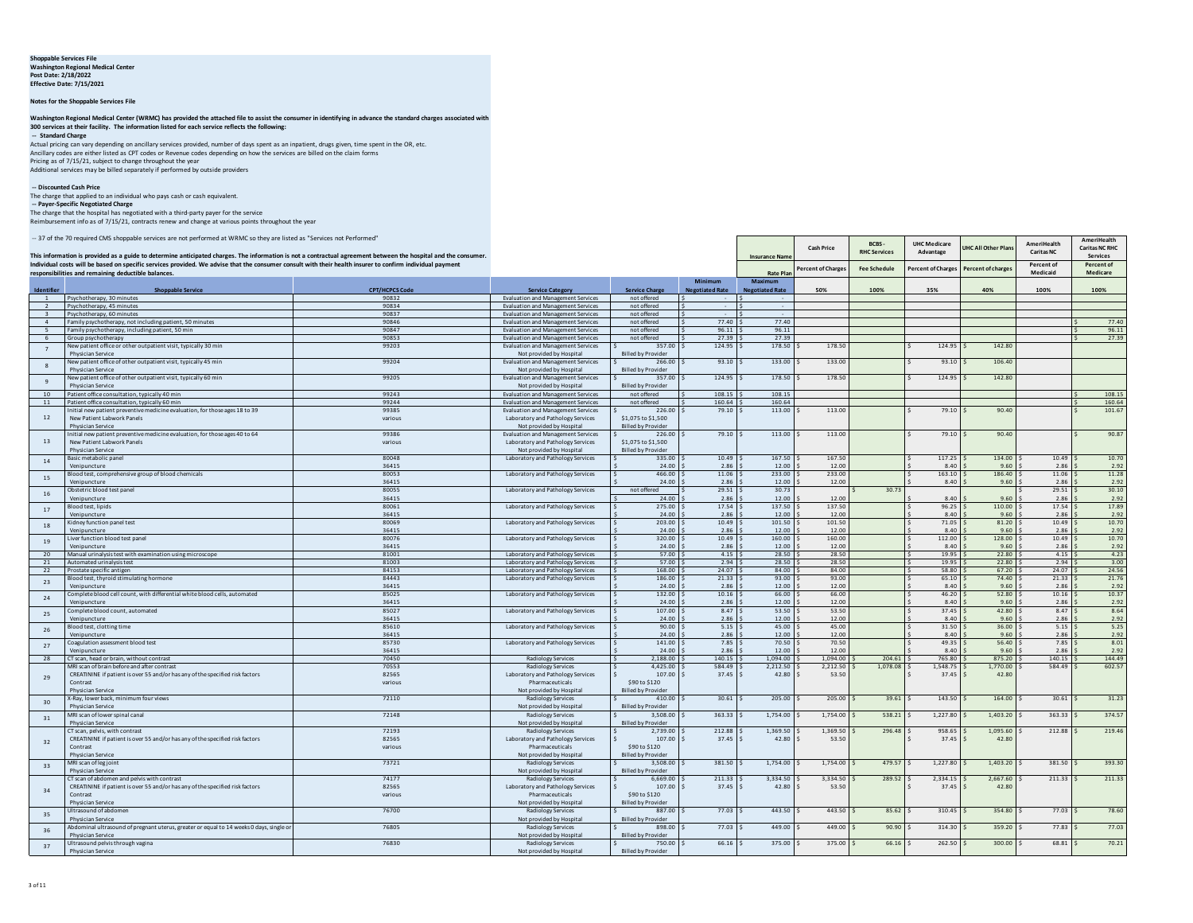**Shoppable Services File**
**Washington Regional Medical Center**
**Post Date: 2/18/2022**
**Effective Date: 7/15/2021**

**Notes for the Shoppable Services File**

**Washington Regional Medical Center (WRMC) has provided the attached file to assist the consumer in identifying in advance the standard charges associated with 300 services at their facility. The information listed for each service reflects the following:**

**-- Standard Charge**

Actual pricing can vary depending on ancillary services provided, number of days spent as an inpatient, drugs given, time spent in the OR, etc.
Ancillary codes are either listed as CPT codes or Revenue codes depending on how the services are billed on the claim forms
Pricing as of 7/15/21, subject to change throughout the year
Additional services may be billed separately if performed by outside providers

**-- Discounted Cash Price**

The charge that applied to an individual who pays cash or cash equivalent.

**-- Payer-Specific Negotiated Charge**

The charge that the hospital has negotiated with a third-party payer for the service
Reimbursement info as of 7/15/21, contracts renew and change at various points throughout the year

-- 37 of the 70 required CMS shoppable services are not performed at WRMC so they are listed as "Services not Performed"

**This information is provided as a guide to determine anticipated charges. The information is not a contractual agreement between the hospital and the consumer. Individual costs will be based on specific services provided. We advise that the consumer consult with their health insurer to confirm individual payment responsibilities and remaining deductible balances.**

| Identifier | Shoppable Service | CPT/HCPCS Code | Service Category | Service Charge | Minimum Negotiated Rate | Maximum Negotiated Rate | Cash Price | BCBS - RHC Services | UHC Medicare Advantage | UHC All Other Plans | AmeriHealth Caritas NC | AmeriHealth Caritas NC RHC Services |
|---|---|---|---|---|---|---|---|---|---|---|---|---|
| | | | | | | Rate Plan | Percent of Charges | Fee Schedule | Percent of Charges | Percent of charges | Percent of Medicaid | Percent of Medicare |
| | | | | | | | 50% | 100% | 35% | 40% | 100% | 100% |
| 1 | Psychotherapy, 30 minutes | 90832 | Evaluation and Management Services | not offered | - | - | | | | | | |
| 2 | Psychotherapy, 45 minutes | 90834 | Evaluation and Management Services | not offered | - | - | | | | | | |
| 3 | Psychotherapy, 60 minutes | 90837 | Evaluation and Management Services | not offered | - | - | | | | | | |
| 4 | Family psychotherapy, not including patient, 50 minutes | 90846 | Evaluation and Management Services | not offered | 77.40 | 77.40 | | | | | | 77.40 |
| 5 | Family psychotherapy, including patient, 50 min | 90847 | Evaluation and Management Services | not offered | 96.11 | 96.11 | | | | | | 96.11 |
| 6 | Group psychotherapy | 90853 | Evaluation and Management Services | not offered | 27.39 | 27.39 | | | | | | 27.39 |
| 7 | New patient office or other outpatient visit, typically 30 min<br>Physician Service | 99203 | Evaluation and Management Services<br>Not provided by Hospital | 357.00<br>Billed by Provider | 124.95 | 178.50 | 178.50 | | 124.95 | 142.80 | | |
| 8 | New patient office or other outpatient visit, typically 45 min<br>Physician Service | 99204 | Evaluation and Management Services<br>Not provided by Hospital | 266.00<br>Billed by Provider | 93.10 | 133.00 | 133.00 | | 93.10 | 106.40 | | |
| 9 | New patient office or other outpatient visit, typically 60 min<br>Physician Service | 99205 | Evaluation and Management Services<br>Not provided by Hospital | 357.00<br>Billed by Provider | 124.95 | 178.50 | 178.50 | | 124.95 | 142.80 | | |
| 10 | Patient office consultation, typically 40 min | 99243 | Evaluation and Management Services | not offered | 108.15 | 108.15 | | | | | | 108.15 |
| 11 | Patient office consultation, typically 60 min | 99244 | Evaluation and Management Services | not offered | 160.64 | 160.64 | | | | | | 160.64 |
| 12 | Initial new patient preventive medicine evaluation, for those ages 18 to 39<br>New Patient Labwork Panels<br>Physician Service | 99385<br>various | Evaluation and Management Services<br>Laboratory and Pathology Services<br>Not provided by Hospital | 226.00<br>$1,075 to $1,500<br>Billed by Provider | 79.10 | 113.00 | 113.00 | | 79.10 | 90.40 | | 101.67 |
| 13 | Initial new patient preventive medicine evaluation, for those ages 40 to 64<br>New Patient Labwork Panels<br>Physician Service | 99386<br>various | Evaluation and Management Services<br>Laboratory and Pathology Services<br>Not provided by Hospital | 226.00<br>$1,075 to $1,500<br>Billed by Provider | 79.10 | 113.00 | 113.00 | | 79.10 | 90.40 | | 90.87 |
| 14 | Basic metabolic panel<br>Venipuncture | 80048<br>36415 | Laboratory and Pathology Services | 335.00<br>24.00 | 10.49<br>2.86 | 167.50<br>12.00 | 167.50<br>12.00 | | 117.25<br>8.40 | 134.00<br>9.60 | 10.49<br>2.86 | 10.70<br>2.92 |
| 15 | Blood test, comprehensive group of blood chemicals<br>Venipuncture | 80053<br>36415 | Laboratory and Pathology Services | 466.00<br>24.00 | 11.06<br>2.86 | 233.00<br>12.00 | 233.00<br>12.00 | | 163.10<br>8.40 | 186.40<br>9.60 | 11.06<br>2.86 | 11.28<br>2.92 |
| 16 | Obstetric blood test panel<br>Venipuncture | 80055<br>36415 | Laboratory and Pathology Services | not offered<br>24.00 | 29.51<br>2.86 | 30.73<br>12.00 | <br>12.00 | 30.73 | <br>8.40 | <br>9.60 | 29.51<br>2.86 | 30.10<br>2.92 |
| 17 | Blood test, lipids<br>Venipuncture | 80061<br>36415 | Laboratory and Pathology Services | 275.00<br>24.00 | 17.54<br>2.86 | 137.50<br>12.00 | 137.50<br>12.00 | | 96.25<br>8.40 | 110.00<br>9.60 | 17.54<br>2.86 | 17.89<br>2.92 |
| 18 | Kidney function panel test<br>Venipuncture | 80069<br>36415 | Laboratory and Pathology Services | 203.00<br>24.00 | 10.49<br>2.86 | 101.50<br>12.00 | 101.50<br>12.00 | | 71.05<br>8.40 | 81.20<br>9.60 | 10.49<br>2.86 | 10.70<br>2.92 |
| 19 | Liver function blood test panel<br>Venipuncture | 80076<br>36415 | Laboratory and Pathology Services | 320.00<br>24.00 | 10.49<br>2.86 | 160.00<br>12.00 | 160.00<br>12.00 | | 112.00<br>8.40 | 128.00<br>9.60 | 10.49<br>2.86 | 10.70<br>2.92 |
| 20 | Manual urinalysis test with examination using microscope | 81001 | Laboratory and Pathology Services | 57.00 | 4.15 | 28.50 | 28.50 | | 19.95 | 22.80 | 4.15 | 4.23 |
| 21 | Automated urinalysis test | 81003 | Laboratory and Pathology Services | 57.00 | 2.94 | 28.50 | 28.50 | | 19.95 | 22.80 | 2.94 | 3.00 |
| 22 | Prostate specific antigen | 84153 | Laboratory and Pathology Services | 168.00 | 24.07 | 84.00 | 84.00 | | 58.80 | 67.20 | 24.07 | 24.56 |
| 23 | Blood test, thyroid stimulating hormone<br>Venipuncture | 84443<br>36415 | Laboratory and Pathology Services | 186.00<br>24.00 | 21.33<br>2.86 | 93.00<br>12.00 | 93.00<br>12.00 | | 65.10<br>8.40 | 74.40<br>9.60 | 21.33<br>2.86 | 21.76<br>2.92 |
| 24 | Complete blood cell count, with differential white blood cells, automated<br>Venipuncture | 85025<br>36415 | Laboratory and Pathology Services | 132.00<br>24.00 | 10.16<br>2.86 | 66.00<br>12.00 | 66.00<br>12.00 | | 46.20<br>8.40 | 52.80<br>9.60 | 10.16<br>2.86 | 10.37<br>2.92 |
| 25 | Complete blood count, automated<br>Venipuncture | 85027<br>36415 | Laboratory and Pathology Services | 107.00<br>24.00 | 8.47<br>2.86 | 53.50<br>12.00 | 53.50<br>12.00 | | 37.45<br>8.40 | 42.80<br>9.60 | 8.47<br>2.86 | 8.64<br>2.92 |
| 26 | Blood test, clotting time<br>Venipuncture | 85610<br>36415 | Laboratory and Pathology Services | 90.00<br>24.00 | 5.15<br>2.86 | 45.00<br>12.00 | 45.00<br>12.00 | | 31.50<br>8.40 | 36.00<br>9.60 | 5.15<br>2.86 | 5.25<br>2.92 |
| 27 | Coagulation assessment blood test<br>Venipuncture | 85730<br>36415 | Laboratory and Pathology Services | 141.00<br>24.00 | 7.85<br>2.86 | 70.50<br>12.00 | 70.50<br>12.00 | | 49.35<br>8.40 | 56.40<br>9.60 | 7.85<br>2.86 | 8.01<br>2.92 |
| 28 | CT scan, head or brain, without contrast | 70450 | Radiology Services | 2,188.00 | 140.15 | 1,094.00 | 1,094.00 | 204.61 | 765.80 | 875.20 | 140.15 | 144.49 |
| 29 | MRI scan of brain before and after contrast<br>CREATININE if patient is over 55 and/or has any of the specified risk factors<br>Contrast<br>Physician Service | 70553<br>82565<br>various | Radiology Services<br>Laboratory and Pathology Services<br>Pharmaceuticals<br>Not provided by Hospital | 4,425.00<br>107.00<br>$90 to $120<br>Billed by Provider | 584.49<br>37.45 | 2,212.50<br>42.80 | 2,212.50<br>53.50 | 1,078.08 | 1,548.75<br>37.45 | 1,770.00<br>42.80 | 584.49 | 602.57 |
| 30 | X-Ray, lower back, minimum four views<br>Physician Service | 72110 | Radiology Services<br>Not provided by Hospital | 410.00<br>Billed by Provider | 30.61 | 205.00 | 205.00 | 39.61 | 143.50 | 164.00 | 30.61 | 31.23 |
| 31 | MRI scan of lower spinal canal<br>Physician Service | 72148 | Radiology Services<br>Not provided by Hospital | 3,508.00<br>Billed by Provider | 363.33 | 1,754.00 | 1,754.00 | 538.21 | 1,227.80 | 1,403.20 | 363.33 | 374.57 |
| 32 | CT scan, pelvis, with contrast<br>CREATININE if patient is over 55 and/or has any of the specified risk factors<br>Contrast<br>Physician Service | 72193<br>82565<br>various | Radiology Services<br>Laboratory and Pathology Services<br>Pharmaceuticals<br>Not provided by Hospital | 2,739.00<br>107.00<br>$90 to $120<br>Billed by Provider | 212.88<br>37.45 | 1,369.50<br>42.80 | 1,369.50<br>53.50 | 296.48 | 958.65<br>37.45 | 1,095.60<br>42.80 | 212.88 | 219.46 |
| 33 | MRI scan of leg joint<br>Physician Service | 73721 | Radiology Services<br>Not provided by Hospital | 3,508.00<br>Billed by Provider | 381.50 | 1,754.00 | 1,754.00 | 479.57 | 1,227.80 | 1,403.20 | 381.50 | 393.30 |
| 34 | CT scan of abdomen and pelvis with contrast<br>CREATININE if patient is over 55 and/or has any of the specified risk factors<br>Contrast<br>Physician Service | 74177<br>82565<br>various | Radiology Services<br>Laboratory and Pathology Services<br>Pharmaceuticals<br>Not provided by Hospital | 6,669.00<br>107.00<br>$90 to $120<br>Billed by Provider | 211.33<br>37.45 | 3,334.50<br>42.80 | 3,334.50<br>53.50 | 289.52 | 2,334.15<br>37.45 | 2,667.60<br>42.80 | 211.33 | 211.33 |
| 35 | Ultrasound of abdomen<br>Physician Service | 76700 | Radiology Services<br>Not provided by Hospital | 887.00<br>Billed by Provider | 77.03 | 443.50 | 443.50 | 85.62 | 310.45 | 354.80 | 77.03 | 78.60 |
| 36 | Abdominal ultrasound of pregnant uterus, greater or equal to 14 weeks 0 days, single or<br>Physician Service | 76805 | Radiology Services<br>Not provided by Hospital | 898.00<br>Billed by Provider | 77.03 | 449.00 | 449.00 | 90.90 | 314.30 | 359.20 | 77.83 | 77.03 |
| 37 | Ultrasound pelvis through vagina<br>Physician Service | 76830 | Radiology Services<br>Not provided by Hospital | 750.00<br>Billed by Provider | 66.16 | 375.00 | 375.00 | 66.16 | 262.50 | 300.00 | 68.81 | 70.21 |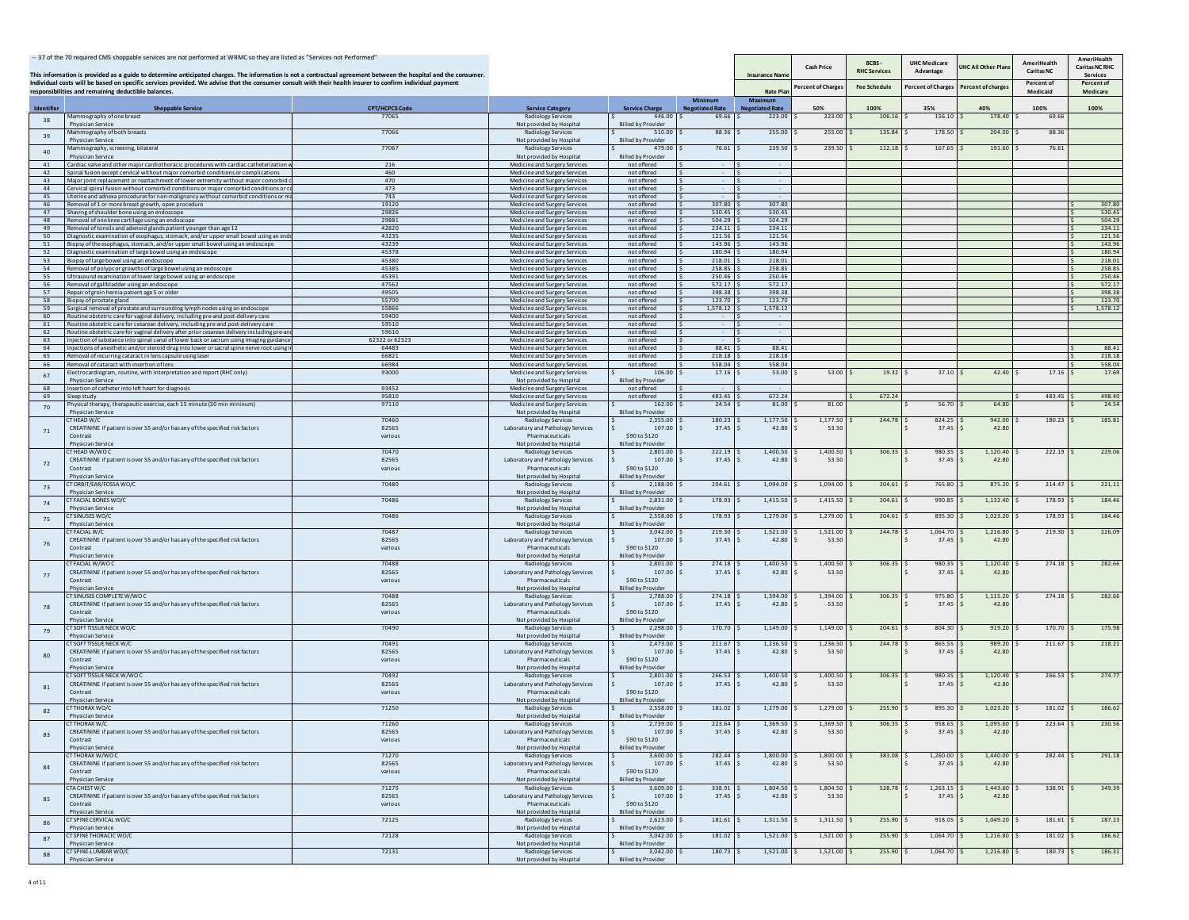-- 37 of the 70 required CMS shoppable services are not performed at WRMC so they are listed as "Services not Performed"

This information is provided as a guide to determine anticipated charges. The information is not a contractual agreement between the hospital and the consumer. Individual costs will be based on specific services provided. We advise that the consumer consult with their health insurer to confirm individual payment responsibilities and remaining deductible balances.

| Identifier | Shoppable Service | CPT/HCPCS Code | Service Category | Service Charge | Minimum Negotiated Rate | Maximum Negotiated Rate | Cash Price | BCBS - RHC Services | UHC Medicare Advantage | UHC All Other Plans | AmeriHealth Caritas NC | AmeriHealth Caritas NC RHC Services |
|---|---|---|---|---|---|---|---|---|---|---|---|---|
| | | | | | | Insurance Name | | | | | | |
| | | | | | | Rate Plan | Percent of Charges | Fee Schedule | Percent of Charges | Percent of charges | Percent of Medicaid | Percent of Medicare |
| | | | | | | | 50% | 100% | 35% | 40% | 100% | 100% |
| 38 | Mammography of one breast | 77065 | Radiology Services | $446.00 | 69.66 | 223.00 | 223.00 | 106.16 | 156.10 | 178.40 | 69.66 | |
| | Physician Service | | Not provided by Hospital | Billed by Provider | | | | | | | | |
| 39 | Mammography of both breasts | 77066 | Radiology Services | $510.00 | 88.36 | 255.00 | 255.00 | 135.84 | 178.50 | 204.00 | 88.36 | |
| | Physician Service | | Not provided by Hospital | Billed by Provider | | | | | | | | |
| 40 | Mammography, screening, bilateral | 77067 | Radiology Services | $479.00 | 76.61 | 239.50 | 239.50 | 112.18 | 167.65 | 191.60 | 76.61 | |
| | Physician Service | | Not provided by Hospital | Billed by Provider | | | | | | | | |
| 41 | Cardiac valve and other major cardiothoracic procedures with cardiac catheterization w | 216 | Medicine and Surgery Services | not offered | - | - | | | | | | |
| 42 | Spinal fusion except cervical without major comorbid conditions or complications | 460 | Medicine and Surgery Services | not offered | - | - | | | | | | |
| 43 | Major joint replacement or reattachment of lower extremity without major comorbid c | 470 | Medicine and Surgery Services | not offered | - | - | | | | | | |
| 44 | Cervical spinal fusion without comorbid conditions or major comorbid conditions or c | 473 | Medicine and Surgery Services | not offered | - | - | | | | | | |
| 45 | Uterine and adnexa procedures for non-malignancy without comorbid conditions or ma | 743 | Medicine and Surgery Services | not offered | - | - | | | | | | |
| 46 | Removal of 1 or more breast growth, open procedure | 19120 | Medicine and Surgery Services | not offered | 307.80 | 307.80 | | | | | | 307.80 |
| 47 | Shaving of shoulder bone using an endoscope | 29826 | Medicine and Surgery Services | not offered | 530.45 | 530.45 | | | | | | 530.45 |
| 48 | Removal of one knee cartilage using an endoscope | 29881 | Medicine and Surgery Services | not offered | 504.29 | 504.29 | | | | | | 504.29 |
| 49 | Removal of tonsils and adenoid glands patient younger than age 12 | 42820 | Medicine and Surgery Services | not offered | 234.11 | 234.11 | | | | | | 234.11 |
| 50 | Diagnostic examination of esophagus, stomach, and/or upper small bowel using an end | 43235 | Medicine and Surgery Services | not offered | 121.56 | 121.56 | | | | | | 121.56 |
| 51 | Biopsy of the esophagus, stomach, and/or upper small bowel using an endoscope | 43239 | Medicine and Surgery Services | not offered | 143.96 | 143.96 | | | | | | 143.96 |
| 52 | Diagnostic examination of large bowel using an endoscope | 45378 | Medicine and Surgery Services | not offered | 180.94 | 180.94 | | | | | | 180.94 |
| 53 | Biopsy of large bowel using an endoscope | 45380 | Medicine and Surgery Services | not offered | 218.01 | 218.01 | | | | | | 218.01 |
| 54 | Removal of polyps or growths of large bowel using an endoscope | 45385 | Medicine and Surgery Services | not offered | 258.85 | 258.85 | | | | | | 258.85 |
| 55 | Ultrasound examination of lower large bowel using an endoscope | 45391 | Medicine and Surgery Services | not offered | 250.46 | 250.46 | | | | | | 250.46 |
| 56 | Removal of gallbladder using an endoscope | 47562 | Medicine and Surgery Services | not offered | 572.17 | 572.17 | | | | | | 572.17 |
| 57 | Repair of groin hernia patient age 5 or older | 49505 | Medicine and Surgery Services | not offered | 398.38 | 398.38 | | | | | | 398.38 |
| 58 | Biopsy of prostate gland | 55700 | Medicine and Surgery Services | not offered | 123.70 | 123.70 | | | | | | 123.70 |
| 59 | Surgical removal of prostate and surrounding lymph nodes using an endoscope | 55866 | Medicine and Surgery Services | not offered | 1,578.12 | 1,578.12 | | | | | | 1,578.12 |
| 60 | Routine obstetric care for vaginal delivery, including pre-and post-delivery care | 59400 | Medicine and Surgery Services | not offered | - | - | | | | | | |
| 61 | Routine obstetric care for cesarean delivery, including pre-and post-delivery care | 59510 | Medicine and Surgery Services | not offered | - | - | | | | | | |
| 62 | Routine obstetric care for vaginal delivery after prior cesarean delivery including pre-an | 59610 | Medicine and Surgery Services | not offered | - | - | | | | | | |
| 63 | Injection of substance into spinal canal of lower back or sacrum using imaging guidance | 62322 or 62323 | Medicine and Surgery Services | not offered | - | - | | | | | | |
| 64 | Injections of anesthetic and/or steroid drug into lower or sacral spine nerve root using i | 64483 | Medicine and Surgery Services | not offered | 88.41 | 88.41 | | | | | | 88.41 |
| 65 | Removal of recurring cataract in lens capsule using laser | 66821 | Medicine and Surgery Services | not offered | 218.18 | 218.18 | | | | | | 218.18 |
| 66 | Removal of cataract with insertion of lens | 66984 | Medicine and Surgery Services | not offered | 558.04 | 558.04 | | | | | | 558.04 |
| 67 | Electrocardiogram, routine, with interpretation and report (RHC only) | 93000 | Medicine and Surgery Services | $106.00 | 17.16 | 53.00 | 53.00 | 19.32 | 37.10 | 42.40 | 17.16 | 17.69 |
| | Physician Service | | Not provided by Hospital | Billed by Provider | | | | | | | | |
| 68 | Insertion of catheter into left heart for diagnosis | 93452 | Medicine and Surgery Services | not offered | - | - | | | | | | |
| 69 | Sleep study | 95810 | Medicine and Surgery Services | not offered | 483.45 | 672.24 | | 672.24 | | | 483.45 | 498.40 |
| 70 | Physical therapy, therapeutic exercise, each 15 minute (30 min mininum) | 97110 | Medicine and Surgery Services | $162.00 | 24.54 | 81.00 | 81.00 | | 56.70 | 64.80 | | 24.54 |
| | Physician Service | | Not provided by Hospital | Billed by Provider | | | | | | | | |
| 71 | CT HEAD W/C | 70460 | Radiology Services | $2,355.00 | 180.23 | 1,177.50 | 1,177.50 | 244.78 | 824.25 | 942.00 | 180.23 | 185.81 |
| | CREATININE if patient is over 55 and/or has any of the specified risk factors | 82565 | Laboratory and Pathology Services | $107.00 | 37.45 | 42.80 | 53.50 | | 37.45 | 42.80 | | |
| | Contrast | various | Pharmaceuticals | $90 to $120 | | | | | | | | |
| | Physician Service | | Not provided by Hospital | Billed by Provider | | | | | | | | |
| 72 | CT HEAD W/WO C | 70470 | Radiology Services | $2,801.00 | 222.19 | 1,400.50 | 1,400.50 | 306.35 | 980.35 | 1,120.40 | 222.19 | 229.06 |
| | CREATININE if patient is over 55 and/or has any of the specified risk factors | 82565 | Laboratory and Pathology Services | $107.00 | 37.45 | 42.80 | 53.50 | | 37.45 | 42.80 | | |
| | Contrast | various | Pharmaceuticals | $90 to $120 | | | | | | | | |
| | Physician Service | | Not provided by Hospital | Billed by Provider | | | | | | | | |
| 73 | CT ORBIT/EAR/FOSSA WO/C | 70480 | Radiology Services | $2,188.00 | 204.61 | 1,094.00 | 1,094.00 | 204.61 | 765.80 | 875.20 | 214.47 | 221.11 |
| | Physician Service | | Not provided by Hospital | Billed by Provider | | | | | | | | |
| 74 | CT FACIAL BONES WO/C | 70486 | Radiology Services | $2,831.00 | 178.93 | 1,415.50 | 1,415.50 | 204.61 | 990.85 | 1,132.40 | 178.93 | 184.46 |
| | Physician Service | | Not provided by Hospital | Billed by Provider | | | | | | | | |
| 75 | CT SINUSES WO/C | 70486 | Radiology Services | $2,558.00 | 178.93 | 1,279.00 | 1,279.00 | 204.61 | 895.30 | 1,023.20 | 178.93 | 184.46 |
| | Physician Service | | Not provided by Hospital | Billed by Provider | | | | | | | | |
| 76 | CT FACIAL W/C | 70487 | Radiology Services | $3,042.00 | 219.30 | 1,521.00 | 1,521.00 | 244.78 | 1,064.70 | 1,216.80 | 219.30 | 226.09 |
| | CREATININE if patient is over 55 and/or has any of the specified risk factors | 82565 | Laboratory and Pathology Services | $107.00 | 37.45 | 42.80 | 53.50 | | 37.45 | 42.80 | | |
| | Contrast | various | Pharmaceuticals | $90 to $120 | | | | | | | | |
| | Physician Service | | Not provided by Hospital | Billed by Provider | | | | | | | | |
| 77 | CT FACIAL W/WO C | 70488 | Radiology Services | $2,801.00 | 274.18 | 1,400.50 | 1,400.50 | 306.35 | 980.35 | 1,120.40 | 274.18 | 282.66 |
| | CREATININE if patient is over 55 and/or has any of the specified risk factors | 82565 | Laboratory and Pathology Services | $107.00 | 37.45 | 42.80 | 53.50 | | 37.45 | 42.80 | | |
| | Contrast | various | Pharmaceuticals | $90 to $120 | | | | | | | | |
| | Physician Service | | Not provided by Hospital | Billed by Provider | | | | | | | | |
| 78 | CT SINUSES COMPLETE W/WO C | 70488 | Radiology Services | $2,788.00 | 274.18 | 1,394.00 | 1,394.00 | 306.35 | 975.80 | 1,115.20 | 274.18 | 282.66 |
| | CREATININE if patient is over 55 and/or has any of the specified risk factors | 82565 | Laboratory and Pathology Services | $107.00 | 37.45 | 42.80 | 53.50 | | 37.45 | 42.80 | | |
| | Contrast | various | Pharmaceuticals | $90 to $120 | | | | | | | | |
| | Physician Service | | Not provided by Hospital | Billed by Provider | | | | | | | | |
| 79 | CT SOFT TISSUE NECK WO/C | 70490 | Radiology Services | $2,298.00 | 170.70 | 1,149.00 | 1,149.00 | 204.61 | 804.30 | 919.20 | 170.70 | 175.98 |
| | Physician Service | | Not provided by Hospital | Billed by Provider | | | | | | | | |
| 80 | CT SOFT TISSUE NECK W/C | 70491 | Radiology Services | $2,473.00 | 211.67 | 1,236.50 | 1,236.50 | 244.78 | 865.55 | 989.20 | 211.67 | 218.21 |
| | CREATININE if patient is over 55 and/or has any of the specified risk factors | 82565 | Laboratory and Pathology Services | $107.00 | 37.45 | 42.80 | 53.50 | | 37.45 | 42.80 | | |
| | Contrast | various | Pharmaceuticals | $90 to $120 | | | | | | | | |
| | Physician Service | | Not provided by Hospital | Billed by Provider | | | | | | | | |
| 81 | CT SOFT TISSUE NECK W/WO C | 70492 | Radiology Services | $2,801.00 | 266.53 | 1,400.50 | 1,400.50 | 306.35 | 980.35 | 1,120.40 | 266.53 | 274.77 |
| | CREATININE if patient is over 55 and/or has any of the specified risk factors | 82565 | Laboratory and Pathology Services | $107.00 | 37.45 | 42.80 | 53.50 | | 37.45 | 42.80 | | |
| | Contrast | various | Pharmaceuticals | $90 to $120 | | | | | | | | |
| | Physician Service | | Not provided by Hospital | Billed by Provider | | | | | | | | |
| 82 | CT THORAX WO/C | 71250 | Radiology Services | $2,558.00 | 181.02 | 1,279.00 | 1,279.00 | 255.90 | 895.30 | 1,023.20 | 181.02 | 186.62 |
| | Physician Service | | Not provided by Hospital | Billed by Provider | | | | | | | | |
| 83 | CT THORAX W/C | 71260 | Radiology Services | $2,739.00 | 223.64 | 1,369.50 | 1,369.50 | 306.35 | 958.65 | 1,095.60 | 223.64 | 230.56 |
| | CREATININE if patient is over 55 and/or has any of the specified risk factors | 82565 | Laboratory and Pathology Services | $107.00 | 37.45 | 42.80 | 53.50 | | 37.45 | 42.80 | | |
| | Contrast | various | Pharmaceuticals | $90 to $120 | | | | | | | | |
| | Physician Service | | Not provided by Hospital | Billed by Provider | | | | | | | | |
| 84 | CT THORAX W/WO C | 71270 | Radiology Services | $3,600.00 | 282.44 | 1,800.00 | 1,800.00 | 383.08 | 1,260.00 | 1,440.00 | 282.44 | 291.18 |
| | CREATININE if patient is over 55 and/or has any of the specified risk factors | 82565 | Laboratory and Pathology Services | $107.00 | 37.45 | 42.80 | 53.50 | | 37.45 | 42.80 | | |
| | Contrast | various | Pharmaceuticals | $90 to $120 | | | | | | | | |
| | Physician Service | | Not provided by Hospital | Billed by Provider | | | | | | | | |
| 85 | CTA CHEST W/C | 71275 | Radiology Services | $3,609.00 | 338.91 | 1,804.50 | 1,804.50 | 528.78 | 1,263.15 | 1,443.60 | 338.91 | 349.39 |
| | CREATININE if patient is over 55 and/or has any of the specified risk factors | 82565 | Laboratory and Pathology Services | $107.00 | 37.45 | 42.80 | 53.50 | | 37.45 | 42.80 | | |
| | Contrast | various | Pharmaceuticals | $90 to $120 | | | | | | | | |
| | Physician Service | | Not provided by Hospital | Billed by Provider | | | | | | | | |
| 86 | CT SPINE CERVICAL WO/C | 72125 | Radiology Services | $2,623.00 | 181.61 | 1,311.50 | 1,311.50 | 255.90 | 918.05 | 1,049.20 | 181.61 | 187.23 |
| | Physician Service | | Not provided by Hospital | Billed by Provider | | | | | | | | |
| 87 | CT SPINE THORACIC WO/C | 72128 | Radiology Services | $3,042.00 | 181.02 | 1,521.00 | 1,521.00 | 255.90 | 1,064.70 | 1,216.80 | 181.02 | 186.62 |
| | Physician Service | | Not provided by Hospital | Billed by Provider | | | | | | | | |
| 88 | CT SPINE-LUMBAR WO/C | 72131 | Radiology Services | $3,042.00 | 180.73 | 1,521.00 | 1,521.00 | 255.90 | 1,064.70 | 1,216.80 | 180.73 | 186.31 |
| | Physician Service | | Not provided by Hospital | Billed by Provider | | | | | | | | |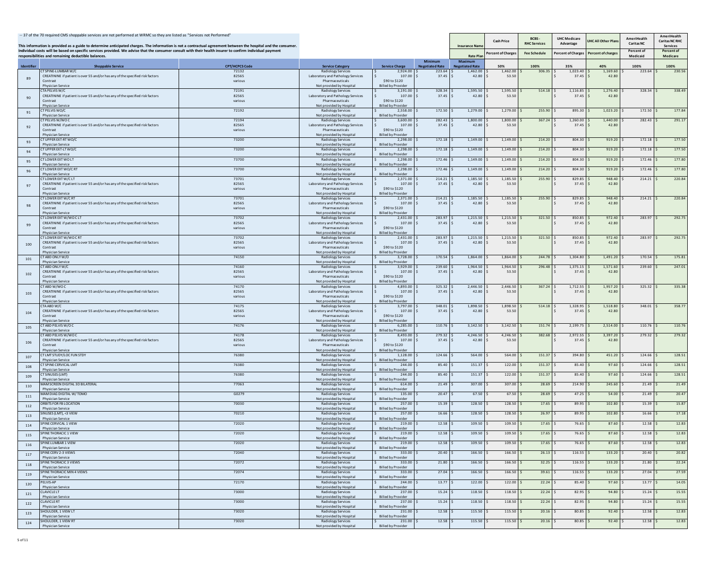-- 37 of the 70 required CMS shoppable services are not performed at WRMC so they are listed as "Services not Performed"

This information is provided as a guide to determine anticipated charges. The information is not a contractual agreement between the hospital and the consumer. Individual costs will be based on specific services provided. We advise that the consumer consult with their health insurer to confirm individual payment responsibilities and remaining deductible balances.

| Identifier | Shoppable Service | CPT/HCPCS Code | Service Category | Service Charge | Minimum Negotiated Rate | Maximum Negotiated Rate | Cash Price | BCBS - RHC Services | UHC Medicare Advantage | UHC All Other Plans | AmeriHealth Caritas NC | AmeriHealth Caritas NC RHC Services |
|---|---|---|---|---|---|---|---|---|---|---|---|---|
| | | | | | | Insurance Name / Rate Plan | Percent of Charges | Fee Schedule | Percent of Charges | Percent of charges | Percent of Medicaid | Percent of Medicare |
| | | | | | | | 50% | 100% | 35% | 40% | 100% | 100% |
| 89 | CT SPINE-LUMBAR W/C | 72132 | Radiology Services | $ 2,924.00 | $ 223.64 | $ 1,462.00 | $ 1,462.00 | $ 306.35 | $ 1,023.40 | $ 1,169.60 | $ 223.64 | $ 230.56 |
| | CREATININE if patient is over 55 and/or has any of the specified risk factors | 82565 | Laboratory and Pathology Services | $ 107.00 | $ 37.45 | $ 42.80 | $ 53.50 | | $ 37.45 | $ 42.80 | | |
| | Contrast | various | Pharmaceuticals | $90 to $120 | | | | | | | | |
| | Physician Service | | Not provided by Hospital | Billed by Provider | | | | | | | | |
| 90 | CTA PELVIS W/C | 72191 | Radiology Services | $ 3,191.00 | $ 328.34 | $ 1,595.50 | $ 1,595.50 | $ 514.18 | $ 1,116.85 | $ 1,276.40 | $ 328.34 | $ 338.49 |
| | CREATININE if patient is over 55 and/or has any of the specified risk factors | 82565 | Laboratory and Pathology Services | $ 107.00 | $ 37.45 | $ 42.80 | $ 53.50 | | $ 37.45 | $ 42.80 | | |
| | Contrast | various | Pharmaceuticals | $90 to $120 | | | | | | | | |
| | Physician Service | | Not provided by Hospital | Billed by Provider | | | | | | | | |
| 91 | CT PELVIS WO/C | 72192 | Radiology Services | $ 2,558.00 | $ 172.50 | $ 1,279.00 | $ 1,279.00 | $ 255.90 | $ 895.30 | $ 1,023.20 | $ 172.50 | $ 177.84 |
| | Physician Service | | Not provided by Hospital | Billed by Provider | | | | | | | | |
| 92 | CT PELVIS W/WO C | 72194 | Radiology Services | $ 3,600.00 | $ 282.43 | $ 1,800.00 | $ 1,800.00 | $ 367.24 | $ 1,260.00 | $ 1,440.00 | $ 282.43 | $ 291.17 |
| | CREATININE if patient is over 55 and/or has any of the specified risk factors | 82565 | Laboratory and Pathology Services | $ 107.00 | $ 37.45 | $ 42.80 | $ 53.50 | | $ 37.45 | $ 42.80 | | |
| | Contrast | various | Pharmaceuticals | $90 to $120 | | | | | | | | |
| | Physician Service | | Not provided by Hospital | Billed by Provider | | | | | | | | |
| 93 | CT UPPER EXT-RT WO/C | 73200 | Radiology Services | $ 2,298.00 | $ 172.18 | $ 1,149.00 | $ 1,149.00 | $ 214.20 | $ 804.30 | $ 919.20 | $ 172.18 | $ 177.50 |
| | Physician Service | | Not provided by Hospital | Billed by Provider | | | | | | | | |
| 94 | CT UPPER EXT-LT WO/C | 73200 | Radiology Services | $ 2,298.00 | $ 172.18 | $ 1,149.00 | $ 1,149.00 | $ 214.20 | $ 804.30 | $ 919.20 | $ 172.18 | $ 177.50 |
| | Physician Service | | Not provided by Hospital | Billed by Provider | | | | | | | | |
| 95 | CT LOWER EXT WO LT | 73700 | Radiology Services | $ 2,298.00 | $ 172.46 | $ 1,149.00 | $ 1,149.00 | $ 214.20 | $ 804.30 | $ 919.20 | $ 172.46 | $ 177.80 |
| | Physician Service | | Not provided by Hospital | Billed by Provider | | | | | | | | |
| 96 | CT LOWER EXT WO/C RT | 73700 | Radiology Services | $ 2,298.00 | $ 172.46 | $ 1,149.00 | $ 1,149.00 | $ 214.20 | $ 804.30 | $ 919.20 | $ 172.46 | $ 177.80 |
| | Physician Service | | Not provided by Hospital | Billed by Provider | | | | | | | | |
| 97 | CT LOWER EXT W/C LT | 73701 | Radiology Services | $ 2,371.00 | $ 214.21 | $ 1,185.50 | $ 1,185.50 | $ 255.90 | $ 829.85 | $ 948.40 | $ 214.21 | $ 220.84 |
| | CREATININE if patient is over 55 and/or has any of the specified risk factors | 82565 | Laboratory and Pathology Services | $ 107.00 | $ 37.45 | $ 42.80 | $ 53.50 | | $ 37.45 | $ 42.80 | | |
| | Contrast | various | Pharmaceuticals | $90 to $120 | | | | | | | | |
| | Physician Service | | Not provided by Hospital | Billed by Provider | | | | | | | | |
| 98 | CT LOWER EXT W/C RT | 73701 | Radiology Services | $ 2,371.00 | $ 214.21 | $ 1,185.50 | $ 1,185.50 | $ 255.90 | $ 829.85 | $ 948.40 | $ 214.21 | $ 220.84 |
| | CREATININE if patient is over 55 and/or has any of the specified risk factors | 82565 | Laboratory and Pathology Services | $ 107.00 | $ 37.45 | $ 42.80 | $ 53.50 | | $ 37.45 | $ 42.80 | | |
| | Contrast | various | Pharmaceuticals | $90 to $120 | | | | | | | | |
| | Physician Service | | Not provided by Hospital | Billed by Provider | | | | | | | | |
| 99 | CT LOWER EXT W/WO C LT | 73702 | Radiology Services | $ 2,431.00 | $ 283.97 | $ 1,215.50 | $ 1,215.50 | $ 321.50 | $ 850.85 | $ 972.40 | $ 283.97 | $ 292.75 |
| | CREATININE if patient is over 55 and/or has any of the specified risk factors | 82565 | Laboratory and Pathology Services | $ 107.00 | $ 37.45 | $ 42.80 | $ 53.50 | | $ 37.45 | $ 42.80 | | |
| | Contrast | various | Pharmaceuticals | $90 to $120 | | | | | | | | |
| | Physician Service | | Not provided by Hospital | Billed by Provider | | | | | | | | |
| 100 | CT LOWER EXT W/WO C RT | 73702 | Radiology Services | $ 2,431.00 | $ 283.97 | $ 1,215.50 | $ 1,215.50 | $ 321.50 | $ 850.85 | $ 972.40 | $ 283.97 | $ 292.75 |
| | CREATININE if patient is over 55 and/or has any of the specified risk factors | 82565 | Laboratory and Pathology Services | $ 107.00 | $ 37.45 | $ 42.80 | $ 53.50 | | $ 37.45 | $ 42.80 | | |
| | Contrast | various | Pharmaceuticals | $90 to $120 | | | | | | | | |
| | Physician Service | | Not provided by Hospital | Billed by Provider | | | | | | | | |
| 101 | CT ABD ONLY W/O | 74150 | Radiology Services | $ 3,728.00 | $ 170.54 | $ 1,864.00 | $ 1,864.00 | $ 244.78 | $ 1,304.80 | $ 1,491.20 | $ 170.54 | $ 175.81 |
| | Physician Service | | Not provided by Hospital | Billed by Provider | | | | | | | | |
| 102 | CT ABD ONLY W/C | 74160 | Radiology Services | $ 3,929.00 | $ 239.60 | $ 1,964.50 | $ 1,964.50 | $ 296.48 | $ 1,375.15 | $ 1,571.60 | $ 239.60 | $ 247.01 |
| | CREATININE if patient is over 55 and/or has any of the specified risk factors | 82565 | Laboratory and Pathology Services | $ 107.00 | $ 37.45 | $ 42.80 | $ 53.50 | | $ 37.45 | $ 42.80 | | |
| | Contrast | various | Pharmaceuticals | $90 to $120 | | | | | | | | |
| | Physician Service | | Not provided by Hospital | Billed by Provider | | | | | | | | |
| 103 | CT ABD W/WO C | 74170 | Radiology Services | $ 4,893.00 | $ 325.32 | $ 2,446.50 | $ 2,446.50 | $ 367.24 | $ 1,712.55 | $ 1,957.20 | $ 325.32 | $ 335.38 |
| | CREATININE if patient is over 55 and/or has any of the specified risk factors | 82565 | Laboratory and Pathology Services | $ 107.00 | $ 37.45 | $ 42.80 | $ 53.50 | | $ 37.45 | $ 42.80 | | |
| | Contrast | various | Pharmaceuticals | $90 to $120 | | | | | | | | |
| | Physician Service | | Not provided by Hospital | Billed by Provider | | | | | | | | |
| 104 | CTA ABD W/C | 74175 | Radiology Services | $ 3,797.00 | $ 348.01 | $ 1,898.50 | $ 1,898.50 | $ 514.18 | $ 1,328.95 | $ 1,518.80 | $ 348.01 | $ 358.77 |
| | CREATININE if patient is over 55 and/or has any of the specified risk factors | 82565 | Laboratory and Pathology Services | $ 107.00 | $ 37.45 | $ 42.80 | $ 53.50 | | $ 37.45 | $ 42.80 | | |
| | Contrast | various | Pharmaceuticals | $90 to $120 | | | | | | | | |
| | Physician Service | | Not provided by Hospital | Billed by Provider | | | | | | | | |
| 105 | CT ABD PELVIS W/O C | 74176 | Radiology Services | $ 6,285.00 | $ 110.76 | $ 3,142.50 | $ 3,142.50 | $ 151.74 | $ 2,199.75 | $ 2,514.00 | $ 110.76 | $ 110.76 |
| | Physician Service | | Not provided by Hospital | Billed by Provider | | | | | | | | |
| 106 | CT ABD PELVIS W/WO C | 74178 | Radiology Services | $ 8,493.00 | $ 279.32 | $ 4,246.50 | $ 4,246.50 | $ 382.68 | $ 2,972.55 | $ 3,397.20 | $ 279.32 | $ 279.32 |
| | CREATININE if patient is over 55 and/or has any of the specified risk factors | 82565 | Laboratory and Pathology Services | $ 107.00 | $ 37.45 | $ 42.80 | $ 53.50 | | $ 37.45 | $ 42.80 | | |
| | Contrast | various | Pharmaceuticals | $90 to $120 | | | | | | | | |
| | Physician Service | | Not provided by Hospital | Billed by Provider | | | | | | | | |
| 107 | CT LMT STUDY/LOC FUN STDY | 76380 | Radiology Services | $ 1,128.00 | $ 124.66 | $ 564.00 | $ 564.00 | $ 151.37 | $ 394.80 | $ 451.20 | $ 124.66 | $ 128.51 |
| | Physician Service | | Not provided by Hospital | Billed by Provider | | | | | | | | |
| 108 | CT SPINE CERVICAL LMT | 76380 | Radiology Services | $ 244.00 | $ 85.40 | $ 151.37 | $ 122.00 | $ 151.37 | $ 85.40 | $ 97.60 | $ 124.66 | $ 128.51 |
| | Physician Service | | Not provided by Hospital | Billed by Provider | | | | | | | | |
| 109 | CT SINUSES (LMT) | 76380 | Radiology Services | $ 244.00 | $ 85.40 | $ 151.37 | $ 122.00 | $ 151.37 | $ 85.40 | $ 97.60 | $ 124.66 | $ 128.51 |
| | Physician Service | | Not provided by Hospital | Billed by Provider | | | | | | | | |
| 110 | MAM SCREEN DIGITAL 3D BILATERAL | 77063 | Radiology Services | $ 614.00 | $ 21.49 | $ 307.00 | $ 307.00 | $ 28.69 | $ 214.90 | $ 245.60 | $ 21.49 | $ 21.49 |
| | Physician Service | | Not provided by Hospital | Billed by Provider | | | | | | | | |
| 111 | MAM DIAG DIGITAL W/ TOMO | G0279 | Radiology Services | $ 135.00 | $ 20.47 | $ 67.50 | $ 67.50 | $ 28.69 | $ 47.25 | $ 54.00 | $ 21.49 | $ 20.47 |
| | Physician Service | | Not provided by Hospital | Billed by Provider | | | | | | | | |
| 112 | ORBITS FOR FB LOCATION | 70030 | Radiology Services | $ 257.00 | $ 15.39 | $ 128.50 | $ 128.50 | $ 17.65 | $ 89.95 | $ 102.80 | $ 15.39 | $ 15.87 |
| | Physician Service | | Not provided by Hospital | Billed by Provider | | | | | | | | |
| 113 | SINUSES (LMT), <3 VIEW | 70210 | Radiology Services | $ 257.00 | $ 16.66 | $ 128.50 | $ 128.50 | $ 26.97 | $ 89.95 | $ 102.80 | $ 16.66 | $ 17.18 |
| | Physician Service | | Not provided by Hospital | Billed by Provider | | | | | | | | |
| 114 | SPINE CERVICAL 1 VIEW | 72020 | Radiology Services | $ 219.00 | $ 12.58 | $ 109.50 | $ 109.50 | $ 17.65 | $ 76.65 | $ 87.60 | $ 12.58 | $ 12.83 |
| | Physician Service | | Not provided by Hospital | Billed by Provider | | | | | | | | |
| 115 | SPINE THORACIC 1 VIEW | 72020 | Radiology Services | $ 219.00 | $ 12.58 | $ 109.50 | $ 109.50 | $ 17.65 | $ 76.65 | $ 87.60 | $ 12.58 | $ 12.83 |
| | Physician Service | | Not provided by Hospital | Billed by Provider | | | | | | | | |
| 116 | SPINE LUMBAR 1 VIEW | 72020 | Radiology Services | $ 219.00 | $ 12.58 | $ 109.50 | $ 109.50 | $ 17.65 | $ 76.65 | $ 87.60 | $ 12.58 | $ 12.83 |
| | Physician Service | | Not provided by Hospital | Billed by Provider | | | | | | | | |
| 117 | SPINE CERV 2-3 VIEWS | 72040 | Radiology Services | $ 333.00 | $ 20.40 | $ 166.50 | $ 166.50 | $ 26.13 | $ 116.55 | $ 133.20 | $ 20.40 | $ 20.82 |
| | Physician Service | | Not provided by Hospital | Billed by Provider | | | | | | | | |
| 118 | SPINE THORACIC 3 VIEWS | 72072 | Radiology Services | $ 333.00 | $ 21.80 | $ 166.50 | $ 166.50 | $ 32.25 | $ 116.55 | $ 133.20 | $ 21.80 | $ 22.24 |
| | Physician Service | | Not provided by Hospital | Billed by Provider | | | | | | | | |
| 119 | SPINE THORACIC MIN 4 VIEWS | 72074 | Radiology Services | $ 333.00 | $ 27.04 | $ 166.50 | $ 166.50 | $ 39.61 | $ 116.55 | $ 133.20 | $ 27.04 | $ 27.59 |
| | Physician Service | | Not provided by Hospital | Billed by Provider | | | | | | | | |
| 120 | PELVIS-AP | 72170 | Radiology Services | $ 244.00 | $ 13.77 | $ 122.00 | $ 122.00 | $ 22.24 | $ 85.40 | $ 97.60 | $ 13.77 | $ 14.05 |
| | Physician Service | | Not provided by Hospital | Billed by Provider | | | | | | | | |
| 121 | CLAVICLE LT | 73000 | Radiology Services | $ 237.00 | $ 15.24 | $ 118.50 | $ 118.50 | $ 22.24 | $ 82.95 | $ 94.80 | $ 15.24 | $ 15.55 |
| | Physician Service | | Not provided by Hospital | Billed by Provider | | | | | | | | |
| 122 | CLAVICLE RT | 73000 | Radiology Services | $ 237.00 | $ 15.24 | $ 118.50 | $ 118.50 | $ 22.24 | $ 82.95 | $ 94.80 | $ 15.24 | $ 15.55 |
| | Physician Service | | Not provided by Hospital | Billed by Provider | | | | | | | | |
| 123 | SHOULDER, 1 VIEW LT | 73020 | Radiology Services | $ 231.00 | $ 12.58 | $ 115.50 | $ 115.50 | $ 20.16 | $ 80.85 | $ 92.40 | $ 12.58 | $ 12.83 |
| | Physician Service | | Not provided by Hospital | Billed by Provider | | | | | | | | |
| 124 | SHOULDER, 1 VIEW RT | 73020 | Radiology Services | $ 231.00 | $ 12.58 | $ 115.50 | $ 115.50 | $ 20.16 | $ 80.85 | $ 92.40 | $ 12.58 | $ 12.83 |
| | Physician Service | | Not provided by Hospital | Billed by Provider | | | | | | | | |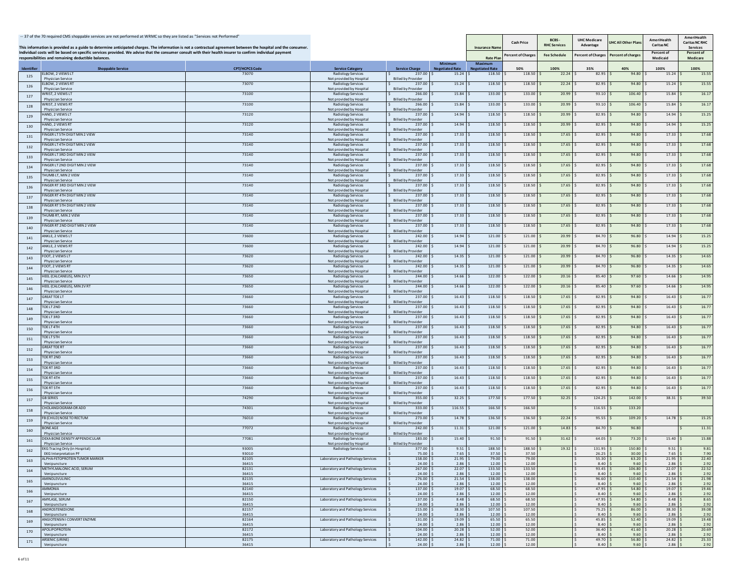-- 37 of the 70 required CMS shoppable services are not performed at WRMC so they are listed as "Services not Performed"

This information is provided as a guide to determine anticipated charges. The information is not a contractual agreement between the hospital and the consumer. Individual costs will be based on specific services provided. We advise that the consumer consult with their health insurer to confirm individual payment responsibilities and remaining deductible balances.

| Identifier | Shoppable Service | CPT/HCPCS Code | Service Category | Service Charge | Minimum Negotiated Rate | Maximum Negotiated Rate | Cash Price | BCBS - RHC Services | UHC Medicare Advantage | UHC All Other Plans | AmeriHealth Caritas NC | AmeriHealth Caritas NC RHC Services |
|---|---|---|---|---|---|---|---|---|---|---|---|---|
| | | | | | | Insurance Name / Rate Plan | Percent of Charges | Fee Schedule | Percent of Charges | Percent of charges | Percent of Medicaid | Percent of Medicare |
| | | | | | | | 50% | 100% | 35% | 40% | 100% | 100% |
| 125 | ELBOW, 2 VIEWS LT<br>Physician Service | 73070 | Radiology Services<br>Not provided by Hospital | $ 237.00<br>Billed by Provider | $ 15.24 | $ 118.50 | $ 118.50 | $ 22.24 | $ 82.95 | $ 94.80 | $ 15.24 | $ 15.55 |
| 126 | ELBOW, 2 VIEWS RT<br>Physician Service | 73070 | Radiology Services<br>Not provided by Hospital | $ 237.00<br>Billed by Provider | $ 15.24 | $ 118.50 | $ 118.50 | $ 22.24 | $ 82.95 | $ 94.80 | $ 15.24 | $ 15.55 |
| 127 | WRIST, 2 VIEWS LT<br>Physician Service | 73100 | Radiology Services<br>Not provided by Hospital | $ 266.00<br>Billed by Provider | $ 15.84 | $ 133.00 | $ 133.00 | $ 20.99 | $ 93.10 | $ 106.40 | $ 15.84 | $ 16.17 |
| 128 | WRIST, 2 VIEWS RT<br>Physician Service | 73100 | Radiology Services<br>Not provided by Hospital | $ 266.00<br>Billed by Provider | $ 15.84 | $ 133.00 | $ 133.00 | $ 20.99 | $ 93.10 | $ 106.40 | $ 15.84 | $ 16.17 |
| 129 | HAND, 2 VIEWS LT<br>Physician Service | 73120 | Radiology Services<br>Not provided by Hospital | $ 237.00<br>Billed by Provider | $ 14.94 | $ 118.50 | $ 118.50 | $ 20.99 | $ 82.95 | $ 94.80 | $ 14.94 | $ 15.25 |
| 130 | HAND, 2 VIEWS RT<br>Physician Service | 73120 | Radiology Services<br>Not provided by Hospital | $ 237.00<br>Billed by Provider | $ 14.94 | $ 118.50 | $ 118.50 | $ 20.99 | $ 82.95 | $ 94.80 | $ 14.94 | $ 15.25 |
| 131 | FINGER LT 5TH DIGIT MIN 2 VIEW<br>Physician Service | 73140 | Radiology Services<br>Not provided by Hospital | $ 237.00<br>Billed by Provider | $ 17.33 | $ 118.50 | $ 118.50 | $ 17.65 | $ 82.95 | $ 94.80 | $ 17.33 | $ 17.68 |
| 132 | FINGER LT 4TH DIGIT MIN 2 VIEW<br>Physician Service | 73140 | Radiology Services<br>Not provided by Hospital | $ 237.00<br>Billed by Provider | $ 17.33 | $ 118.50 | $ 118.50 | $ 17.65 | $ 82.95 | $ 94.80 | $ 17.33 | $ 17.68 |
| 133 | FINGER LT 3RD DIGIT MIN 2 VIEW<br>Physician Service | 73140 | Radiology Services<br>Not provided by Hospital | $ 237.00<br>Billed by Provider | $ 17.33 | $ 118.50 | $ 118.50 | $ 17.65 | $ 82.95 | $ 94.80 | $ 17.33 | $ 17.68 |
| 134 | FINGER LT 2ND DIGIT MIN 2 VIEW<br>Physician Service | 73140 | Radiology Services<br>Not provided by Hospital | $ 237.00<br>Billed by Provider | $ 17.33 | $ 118.50 | $ 118.50 | $ 17.65 | $ 82.95 | $ 94.80 | $ 17.33 | $ 17.68 |
| 135 | THUMB LT, MIN 2 VIEW<br>Physician Service | 73140 | Radiology Services<br>Not provided by Hospital | $ 237.00<br>Billed by Provider | $ 17.33 | $ 118.50 | $ 118.50 | $ 17.65 | $ 82.95 | $ 94.80 | $ 17.33 | $ 17.68 |
| 136 | FINGER RT 3RD DIGIT MIN 2 VIEW<br>Physician Service | 73140 | Radiology Services<br>Not provided by Hospital | $ 237.00<br>Billed by Provider | $ 17.33 | $ 118.50 | $ 118.50 | $ 17.65 | $ 82.95 | $ 94.80 | $ 17.33 | $ 17.68 |
| 137 | FINGER RT 4TH DIGIT MIN 2 VIEW<br>Physician Service | 73140 | Radiology Services<br>Not provided by Hospital | $ 237.00<br>Billed by Provider | $ 17.33 | $ 118.50 | $ 118.50 | $ 17.65 | $ 82.95 | $ 94.80 | $ 17.33 | $ 17.68 |
| 138 | FINGER RT 5TH DIGIT MIN 2 VIEW<br>Physician Service | 73140 | Radiology Services<br>Not provided by Hospital | $ 237.00<br>Billed by Provider | $ 17.33 | $ 118.50 | $ 118.50 | $ 17.65 | $ 82.95 | $ 94.80 | $ 17.33 | $ 17.68 |
| 139 | THUMB RT, MIN 2 VIEW<br>Physician Service | 73140 | Radiology Services<br>Not provided by Hospital | $ 237.00<br>Billed by Provider | $ 17.33 | $ 118.50 | $ 118.50 | $ 17.65 | $ 82.95 | $ 94.80 | $ 17.33 | $ 17.68 |
| 140 | FINGER RT 2ND DIGIT MIN 2 VIEW<br>Physician Service | 73140 | Radiology Services<br>Not provided by Hospital | $ 237.00<br>Billed by Provider | $ 17.33 | $ 118.50 | $ 118.50 | $ 17.65 | $ 82.95 | $ 94.80 | $ 17.33 | $ 17.68 |
| 141 | ANKLE, 2 VIEWS LT<br>Physician Service | 73600 | Radiology Services<br>Not provided by Hospital | $ 242.00<br>Billed by Provider | $ 14.94 | $ 121.00 | $ 121.00 | $ 20.99 | $ 84.70 | $ 96.80 | $ 14.94 | $ 15.25 |
| 142 | ANKLE, 2 VIEWS RT<br>Physician Service | 73600 | Radiology Services<br>Not provided by Hospital | $ 242.00<br>Billed by Provider | $ 14.94 | $ 121.00 | $ 121.00 | $ 20.99 | $ 84.70 | $ 96.80 | $ 14.94 | $ 15.25 |
| 143 | FOOT, 2 VIEWS LT<br>Physician Service | 73620 | Radiology Services<br>Not provided by Hospital | $ 242.00<br>Billed by Provider | $ 14.35 | $ 121.00 | $ 121.00 | $ 20.99 | $ 84.70 | $ 96.80 | $ 14.35 | $ 14.65 |
| 144 | FOOT, 2 VIEWS RT<br>Physician Service | 73620 | Radiology Services<br>Not provided by Hospital | $ 242.00<br>Billed by Provider | $ 14.35 | $ 121.00 | $ 121.00 | $ 20.99 | $ 84.70 | $ 96.80 | $ 14.35 | $ 14.65 |
| 145 | HEEL (CALCANEUS), MIN 2V LT<br>Physician Service | 73650 | Radiology Services<br>Not provided by Hospital | $ 244.00<br>Billed by Provider | $ 14.66 | $ 122.00 | $ 122.00 | $ 20.16 | $ 85.40 | $ 97.60 | $ 14.66 | $ 14.95 |
| 146 | HEEL (CALCANEUS), MIN 2V RT<br>Physician Service | 73650 | Radiology Services<br>Not provided by Hospital | $ 244.00<br>Billed by Provider | $ 14.66 | $ 122.00 | $ 122.00 | $ 20.16 | $ 85.40 | $ 97.60 | $ 14.66 | $ 14.95 |
| 147 | GREAT TOE LT<br>Physician Service | 73660 | Radiology Services<br>Not provided by Hospital | $ 237.00<br>Billed by Provider | $ 16.43 | $ 118.50 | $ 118.50 | $ 17.65 | $ 82.95 | $ 94.80 | $ 16.43 | $ 16.77 |
| 148 | TOE LT 2ND<br>Physician Service | 73660 | Radiology Services<br>Not provided by Hospital | $ 237.00<br>Billed by Provider | $ 16.43 | $ 118.50 | $ 118.50 | $ 17.65 | $ 82.95 | $ 94.80 | $ 16.43 | $ 16.77 |
| 149 | TOE LT 3RD<br>Physician Service | 73660 | Radiology Services<br>Not provided by Hospital | $ 237.00<br>Billed by Provider | $ 16.43 | $ 118.50 | $ 118.50 | $ 17.65 | $ 82.95 | $ 94.80 | $ 16.43 | $ 16.77 |
| 150 | TOE LT 4TH<br>Physician Service | 73660 | Radiology Services<br>Not provided by Hospital | $ 237.00<br>Billed by Provider | $ 16.43 | $ 118.50 | $ 118.50 | $ 17.65 | $ 82.95 | $ 94.80 | $ 16.43 | $ 16.77 |
| 151 | TOE LT 5TH<br>Physician Service | 73660 | Radiology Services<br>Not provided by Hospital | $ 237.00<br>Billed by Provider | $ 16.43 | $ 118.50 | $ 118.50 | $ 17.65 | $ 82.95 | $ 94.80 | $ 16.43 | $ 16.77 |
| 152 | GREAT TOE RT<br>Physician Service | 73660 | Radiology Services<br>Not provided by Hospital | $ 237.00<br>Billed by Provider | $ 16.43 | $ 118.50 | $ 118.50 | $ 17.65 | $ 82.95 | $ 94.80 | $ 16.43 | $ 16.77 |
| 153 | TOE RT 2ND<br>Physician Service | 73660 | Radiology Services<br>Not provided by Hospital | $ 237.00<br>Billed by Provider | $ 16.43 | $ 118.50 | $ 118.50 | $ 17.65 | $ 82.95 | $ 94.80 | $ 16.43 | $ 16.77 |
| 154 | TOE RT 3RD<br>Physician Service | 73660 | Radiology Services<br>Not provided by Hospital | $ 237.00<br>Billed by Provider | $ 16.43 | $ 118.50 | $ 118.50 | $ 17.65 | $ 82.95 | $ 94.80 | $ 16.43 | $ 16.77 |
| 155 | TOE RT 4TH<br>Physician Service | 73660 | Radiology Services<br>Not provided by Hospital | $ 237.00<br>Billed by Provider | $ 16.43 | $ 118.50 | $ 118.50 | $ 17.65 | $ 82.95 | $ 94.80 | $ 16.43 | $ 16.77 |
| 156 | TOE RT 5TH<br>Physician Service | 73660 | Radiology Services<br>Not provided by Hospital | $ 237.00<br>Billed by Provider | $ 16.43 | $ 118.50 | $ 118.50 | $ 17.65 | $ 82.95 | $ 94.80 | $ 16.43 | $ 16.77 |
| 157 | GB SERIES<br>Physician Service | 74290 | Radiology Services<br>Not provided by Hospital | $ 355.00<br>Billed by Provider | $ 32.25 | $ 177.50 | $ 177.50 | $ 32.25 | $ 124.25 | $ 142.00 | $ 38.31 | $ 39.50 |
| 158 | CHOLANGIOGRAM-OR ADD<br>Physician Service | 74301 | Radiology Services<br>Not provided by Hospital | $ 333.00<br>Billed by Provider | $ 116.55 | $ 166.50 | $ 166.50 | | $ 116.55 | $ 133.20 | | |
| 159 | FB (CHILD) NOSE TO RECTUM<br>Physician Service | 76010 | Radiology Services<br>Not provided by Hospital | $ 273.00<br>Billed by Provider | $ 14.78 | $ 136.50 | $ 136.50 | $ 22.24 | $ 95.55 | $ 109.20 | $ 14.78 | $ 15.25 |
| 160 | BONE AGE<br>Physician Service | 77072 | Radiology Services<br>Not provided by Hospital | $ 242.00<br>Billed by Provider | $ 11.31 | $ 121.00 | $ 121.00 | $ 14.83 | $ 84.70 | $ 96.80 | | $ 11.31 |
| 161 | DEXA BONE DENSITY APPENDICULAR<br>Physician Service | 77081 | Radiology Services<br>Not provided by Hospital | $ 183.00<br>Billed by Provider | $ 15.40 | $ 91.50 | $ 91.50 | $ 31.62 | $ 64.05 | $ 73.20 | $ 15.40 | $ 15.88 |
| 162 | EKG Tracing Only (in Hospital)<br>EKG Interpretation PF | 93005<br>93010 | Radiology Services | $ 377.00<br>$ 75.00 | $ 9.51<br>$ 7.65 | $ 188.50<br>$ 37.50 | $ 188.50<br>37.50 | $ 19.32 | $ 131.95<br>$ 26.25 | $ 150.80<br>$ 30.00 | $ 9.51<br>$ 7.65 | $ 9.81<br>$ 7.90 |
| 163 | ALPHA-FETOPROTEIN TUMOR MARKER<br>Venipuncture | 82105<br>36415 | Laboratory and Pathology Services | $ 158.00<br>$ 24.00 | $ 21.95<br>$ 2.86 | $ 79.00<br>$ 12.00 | $ 79.00<br>12.00 | | $ 55.30<br>$ 8.40 | $ 63.20<br>$ 9.60 | $ 21.95<br>$ 2.86 | $ 22.40<br>$ 2.92 |
| 164 | METHYLMALONIC ACID, SERUM<br>Venipuncture | 82131<br>36415 | Laboratory and Pathology Services | $ 267.00<br>$ 24.00 | $ 22.07<br>$ 2.86 | $ 133.50<br>$ 12.00 | $ 133.50<br>12.00 | | $ 93.45<br>$ 8.40 | $ 106.80<br>$ 9.60 | $ 22.07<br>$ 2.86 | $ 22.52<br>$ 2.92 |
| 165 | AMINOLEVULINIC<br>Venipuncture | 82135<br>36415 | Laboratory and Pathology Services | $ 276.00<br>$ 24.00 | $ 21.54<br>$ 2.86 | $ 138.00<br>$ 12.00 | $ 138.00<br>12.00 | | $ 96.60<br>$ 8.40 | $ 110.40<br>$ 9.60 | $ 21.54<br>$ 2.86 | $ 21.98<br>$ 2.92 |
| 166 | AMMONIA<br>Venipuncture | 82140<br>36415 | Laboratory and Pathology Services | $ 137.00<br>$ 24.00 | $ 19.07<br>$ 2.86 | $ 68.50<br>$ 12.00 | $ 68.50<br>12.00 | | $ 47.95<br>$ 8.40 | $ 54.80<br>$ 9.60 | $ 19.07<br>$ 2.86 | $ 19.46<br>$ 2.92 |
| 167 | AMYLASE, SERUM<br>Venipuncture | 82150<br>36415 | Laboratory and Pathology Services | $ 137.00<br>$ 24.00 | $ 8.48<br>$ 2.86 | $ 68.50<br>$ 12.00 | $ 68.50<br>12.00 | | $ 47.95<br>$ 8.40 | $ 54.80<br>$ 9.60 | $ 8.48<br>$ 2.86 | $ 8.65<br>$ 2.92 |
| 168 | ANDROSTENEDIONE<br>Venipuncture | 82157<br>36415 | Laboratory and Pathology Services | $ 215.00<br>$ 24.00 | $ 38.30<br>$ 2.86 | $ 107.50<br>$ 12.00 | $ 107.50<br>12.00 | | $ 75.25<br>$ 8.40 | $ 86.00<br>$ 9.60 | $ 38.30<br>$ 2.86 | $ 39.08<br>$ 2.92 |
| 169 | ANGIOTENSIN I CONVERT ENZYME<br>Venipuncture | 82164<br>36415 | Laboratory and Pathology Services | $ 131.00<br>$ 24.00 | $ 19.09<br>$ 2.86 | $ 65.50<br>$ 12.00 | $ 65.50<br>12.00 | | $ 45.85<br>$ 8.40 | $ 52.40<br>$ 9.60 | $ 19.09<br>$ 2.86 | $ 19.48<br>$ 2.92 |
| 170 | APOLIPOPROTEIN<br>Venipuncture | 82172<br>36415 | Laboratory and Pathology Services | $ 104.00<br>$ 24.00 | $ 20.28<br>$ 2.86 | $ 52.00<br>$ 12.00 | $ 52.00<br>12.00 | | $ 36.40<br>$ 8.40 | $ 41.60<br>$ 9.60 | $ 20.28<br>$ 2.86 | $ 20.69<br>$ 2.92 |
| 171 | ARSENIC (URINE)<br>Venipuncture | 82175<br>36415 | Laboratory and Pathology Services | $ 142.00<br>$ 24.00 | $ 24.82<br>$ 2.86 | $ 71.00<br>$ 12.00 | $ 71.00<br>12.00 | | $ 49.70<br>$ 8.40 | $ 56.80<br>$ 9.60 | $ 24.82<br>$ 2.86 | $ 25.33<br>$ 2.92 |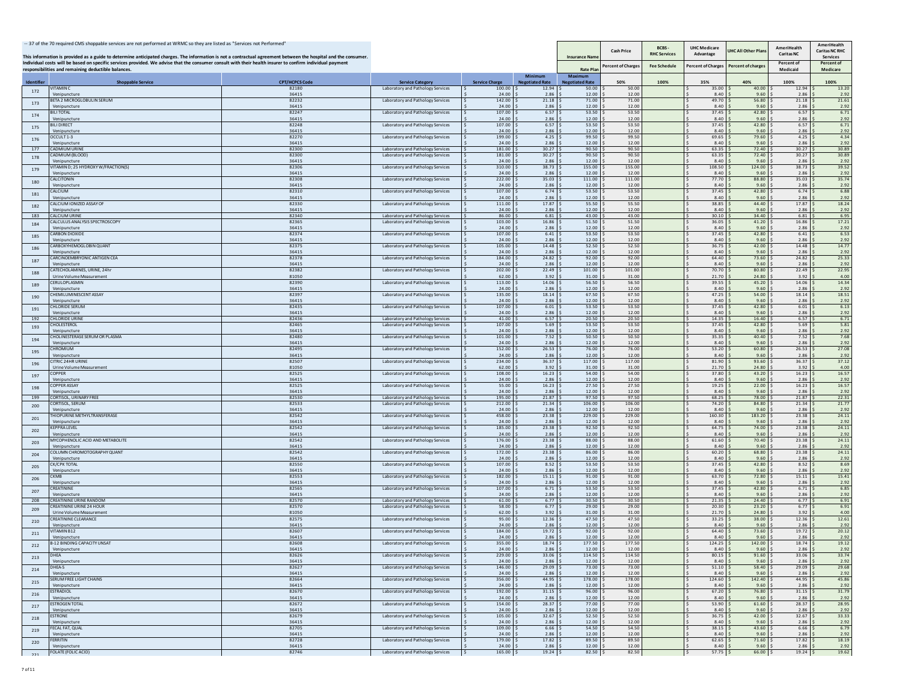-- 37 of the 70 required CMS shoppable services are not performed at WRMC so they are listed as "Services not Performed"

This information is provided as a guide to determine anticipated charges. The information is not a contractual agreement between the hospital and the consumer. Individual costs will be based on specific services provided. We advise that the consumer consult with their health insurer to confirm individual payment responsibilities and remaining deductible balances.

| | | | | | | Insurance Name | Cash Price | BCBS - RHC Services | UHC Medicare Advantage | UHC All Other Plans | AmeriHealth Caritas NC | AmeriHealth Caritas NC RHC Services |
|---|---|---|---|---|---|---|---|---|---|---|---|---|
| | | | | | | Rate Plan | Percent of Charges | Fee Schedule | Percent of Charges | Percent of charges | Percent of Medicaid | Percent of Medicare |
| Identifier | Shoppable Service | CPT/HCPCS Code | Service Category | Service Charge | Minimum Negotiated Rate | Maximum Negotiated Rate | 50% | 100% | 35% | 40% | 100% | 100% |
| 172 | VITAMIN C | 82180 | Laboratory and Pathology Services | $ 100.00 | $ 12.94 | $ 50.00 | $ 50.00 | | $ 35.00 | $ 40.00 | $ 12.94 | $ 13.20 |
| | Venipuncture | 36415 | | $ 24.00 | $ 2.86 | $ 12.00 | $ 12.00 | | $ 8.40 | $ 9.60 | $ 2.86 | $ 2.92 |
| 173 | BETA 2 MICROGLOBULIN SERUM | 82232 | Laboratory and Pathology Services | $ 142.00 | $ 21.18 | $ 71.00 | $ 71.00 | | $ 49.70 | $ 56.80 | $ 21.18 | $ 21.61 |
| | Venipuncture | 36415 | | $ 24.00 | $ 2.86 | $ 12.00 | $ 12.00 | | $ 8.40 | $ 9.60 | $ 2.86 | $ 2.92 |
| 174 | BILI TOTAL | 82247 | Laboratory and Pathology Services | $ 107.00 | $ 6.57 | $ 53.50 | $ 53.50 | | $ 37.45 | $ 42.80 | $ 6.57 | $ 6.71 |
| | Venipuncture | 36415 | | $ 24.00 | $ 2.86 | $ 12.00 | $ 12.00 | | $ 8.40 | $ 9.60 | $ 2.86 | $ 2.92 |
| 175 | BILI DIRECT | 82248 | Laboratory and Pathology Services | $ 107.00 | $ 6.57 | $ 53.50 | $ 53.50 | | $ 37.45 | $ 42.80 | $ 6.57 | $ 6.71 |
| | Venipuncture | 36415 | | $ 24.00 | $ 2.86 | $ 12.00 | $ 12.00 | | $ 8.40 | $ 9.60 | $ 2.86 | $ 2.92 |
| 176 | OCCULT 1-3 | 82270 | Laboratory and Pathology Services | $ 199.00 | $ 4.25 | $ 99.50 | $ 99.50 | | $ 69.65 | $ 79.60 | $ 4.25 | $ 4.34 |
| | Venipuncture | 36415 | | $ 24.00 | $ 2.86 | $ 12.00 | $ 12.00 | | $ 8.40 | $ 9.60 | $ 2.86 | $ 2.92 |
| 177 | CADMIUM URINE | 82300 | Laboratory and Pathology Services | $ 181.00 | $ 30.27 | $ 90.50 | $ 90.50 | | $ 63.35 | $ 72.40 | $ 30.27 | $ 30.89 |
| 178 | CADMIUM (BLOOD) | 82300 | Laboratory and Pathology Services | $ 181.00 | $ 30.27 | $ 90.50 | $ 90.50 | | $ 63.35 | $ 72.40 | $ 30.27 | $ 30.89 |
| | Venipuncture | 36415 | | $ 24.00 | $ 2.86 | $ 12.00 | $ 12.00 | | $ 8.40 | $ 9.60 | $ 2.86 | $ 2.92 |
| 179 | VITAMIN D; 25 HYDROXY W/FRACTION(S) | 82306 | Laboratory and Pathology Services | $ 310.00 | $ 38.73 | $ 155.00 | $ 155.00 | | $ 108.50 | $ 124.00 | $ 38.73 | $ 39.52 |
| | Venipuncture | 36415 | | $ 24.00 | $ 2.86 | $ 12.00 | $ 12.00 | | $ 8.40 | $ 9.60 | $ 2.86 | $ 2.92 |
| 180 | CALCITONIN | 82308 | Laboratory and Pathology Services | $ 222.00 | $ 35.03 | $ 111.00 | $ 111.00 | | $ 77.70 | $ 88.80 | $ 35.03 | $ 35.74 |
| | Venipuncture | 36415 | | $ 24.00 | $ 2.86 | $ 12.00 | $ 12.00 | | $ 8.40 | $ 9.60 | $ 2.86 | $ 2.92 |
| 181 | CALCIUM | 82310 | Laboratory and Pathology Services | $ 107.00 | $ 6.74 | $ 53.50 | $ 53.50 | | $ 37.45 | $ 42.80 | $ 6.74 | $ 6.88 |
| | Venipuncture | 36415 | | $ 24.00 | $ 2.86 | $ 12.00 | $ 12.00 | | $ 8.40 | $ 9.60 | $ 2.86 | $ 2.92 |
| 182 | CALCIUM IONIZED ASSAY OF | 82330 | Laboratory and Pathology Services | $ 111.00 | $ 17.87 | $ 55.50 | $ 55.50 | | $ 38.85 | $ 44.40 | $ 17.87 | $ 18.24 |
| | Venipuncture | 36415 | | $ 24.00 | $ 2.86 | $ 12.00 | $ 12.00 | | $ 8.40 | $ 9.60 | $ 2.86 | $ 2.92 |
| 183 | CALCIUM URINE | 82340 | Laboratory and Pathology Services | $ 86.00 | $ 6.81 | $ 43.00 | $ 43.00 | | $ 30.10 | $ 34.40 | $ 6.81 | $ 6.95 |
| 184 | CALCULUS ANALYSIS SPECTROSCOPY | 82365 | Laboratory and Pathology Services | $ 103.00 | $ 16.86 | $ 51.50 | $ 51.50 | | $ 36.05 | $ 41.20 | $ 16.86 | $ 17.21 |
| | Venipuncture | 36415 | | $ 24.00 | $ 2.86 | $ 12.00 | $ 12.00 | | $ 8.40 | $ 9.60 | $ 2.86 | $ 2.92 |
| 185 | CARBON DIOXIDE | 82374 | Laboratory and Pathology Services | $ 107.00 | $ 6.41 | $ 53.50 | $ 53.50 | | $ 37.45 | $ 42.80 | $ 6.41 | $ 6.53 |
| | Venipuncture | 36415 | | $ 24.00 | $ 2.86 | $ 12.00 | $ 12.00 | | $ 8.40 | $ 9.60 | $ 2.86 | $ 2.92 |
| 186 | CARBOXYHEMOGLOBIN QUANT | 82375 | Laboratory and Pathology Services | $ 105.00 | $ 14.48 | $ 52.50 | $ 52.50 | | $ 36.75 | $ 42.00 | $ 14.48 | $ 14.77 |
| | Venipuncture | 36415 | | $ 24.00 | $ 2.86 | $ 12.00 | $ 12.00 | | $ 8.40 | $ 9.60 | $ 2.86 | $ 2.92 |
| 187 | CARCINOEMBRYONIC ANTIGEN CEA | 82378 | Laboratory and Pathology Services | $ 184.00 | $ 24.82 | $ 92.00 | $ 92.00 | | $ 64.40 | $ 73.60 | $ 24.82 | $ 25.33 |
| | Venipuncture | 36415 | | $ 24.00 | $ 2.86 | $ 12.00 | $ 12.00 | | $ 8.40 | $ 9.60 | $ 2.86 | $ 2.92 |
| 188 | CATECHOLAMINES, URINE, 24hr | 82382 | Laboratory and Pathology Services | $ 202.00 | $ 22.49 | $ 101.00 | $ 101.00 | | $ 70.70 | $ 80.80 | $ 22.49 | $ 22.95 |
| | Urine Volume Measurement | 81050 | | $ 62.00 | $ 3.92 | $ 31.00 | $ 31.00 | | $ 21.70 | $ 24.80 | $ 3.92 | $ 4.00 |
| 189 | CERULOPLASMIN | 82390 | Laboratory and Pathology Services | $ 113.00 | $ 14.06 | $ 56.50 | $ 56.50 | | $ 39.55 | $ 45.20 | $ 14.06 | $ 14.34 |
| | Venipuncture | 36415 | | $ 24.00 | $ 2.86 | $ 12.00 | $ 12.00 | | $ 8.40 | $ 9.60 | $ 2.86 | $ 2.92 |
| 190 | CHEMILUMINESCENT ASSAY | 82397 | Laboratory and Pathology Services | $ 135.00 | $ 18.14 | $ 67.50 | $ 67.50 | | $ 47.25 | $ 54.00 | $ 18.14 | $ 18.51 |
| | Venipuncture | 36415 | | $ 24.00 | $ 2.86 | $ 12.00 | $ 12.00 | | $ 8.40 | $ 9.60 | $ 2.86 | $ 2.92 |
| 191 | CHLORIDE SERUM | 82435 | Laboratory and Pathology Services | $ 107.00 | $ 6.01 | $ 53.50 | $ 53.50 | | $ 37.45 | $ 42.80 | $ 6.01 | $ 6.13 |
| | Venipuncture | 36415 | | $ 24.00 | $ 2.86 | $ 12.00 | $ 12.00 | | $ 8.40 | $ 9.60 | $ 2.86 | $ 2.92 |
| 192 | CHLORIDE URINE | 82436 | Laboratory and Pathology Services | $ 41.00 | $ 6.57 | $ 20.50 | $ 20.50 | | $ 14.35 | $ 16.40 | $ 6.57 | $ 6.71 |
| 193 | CHOLESTEROL | 82465 | Laboratory and Pathology Services | $ 107.00 | $ 5.69 | $ 53.50 | $ 53.50 | | $ 37.45 | $ 42.80 | $ 5.69 | $ 5.81 |
| | Venipuncture | 36415 | | $ 24.00 | $ 2.86 | $ 12.00 | $ 12.00 | | $ 8.40 | $ 9.60 | $ 2.86 | $ 2.92 |
| 194 | CHOLINESTERASE SERUM OR PLASMA | 82480 | Laboratory and Pathology Services | $ 101.00 | $ 7.52 | $ 50.50 | $ 50.50 | | $ 35.35 | $ 40.40 | $ 7.52 | $ 7.68 |
| | Venipuncture | 36415 | | $ 24.00 | $ 2.86 | $ 12.00 | $ 12.00 | | $ 8.40 | $ 9.60 | $ 2.86 | $ 2.92 |
| 195 | CHROMIUM | 82495 | Laboratory and Pathology Services | $ 152.00 | $ 26.53 | $ 76.00 | $ 76.00 | | $ 53.20 | $ 60.80 | $ 26.53 | $ 27.08 |
| | Venipuncture | 36415 | | $ 24.00 | $ 2.86 | $ 12.00 | $ 12.00 | | $ 8.40 | $ 9.60 | $ 2.86 | $ 2.92 |
| 196 | CITRIC 24HR URINE | 82507 | Laboratory and Pathology Services | $ 234.00 | $ 36.37 | $ 117.00 | $ 117.00 | | $ 81.90 | $ 93.60 | $ 36.37 | $ 37.12 |
| | Urine Volume Measurement | 81050 | | $ 62.00 | $ 3.92 | $ 31.00 | $ 31.00 | | $ 21.70 | $ 24.80 | $ 3.92 | $ 4.00 |
| 197 | COPPER | 82525 | Laboratory and Pathology Services | $ 108.00 | $ 16.23 | $ 54.00 | $ 54.00 | | $ 37.80 | $ 43.20 | $ 16.23 | $ 16.57 |
| | Venipuncture | 36415 | | $ 24.00 | $ 2.86 | $ 12.00 | $ 12.00 | | $ 8.40 | $ 9.60 | $ 2.86 | $ 2.92 |
| 198 | COPPER ASSAY | 82525 | Laboratory and Pathology Services | $ 55.00 | $ 16.23 | $ 27.50 | $ 27.50 | | $ 19.25 | $ 22.00 | $ 16.23 | $ 16.57 |
| | Venipuncture | 36415 | | $ 24.00 | $ 2.86 | $ 12.00 | $ 12.00 | | $ 8.40 | $ 9.60 | $ 2.86 | $ 2.92 |
| 199 | CORTISOL, URINARY FREE | 82530 | Laboratory and Pathology Services | $ 195.00 | $ 21.87 | $ 97.50 | $ 97.50 | | $ 68.25 | $ 78.00 | $ 21.87 | $ 22.31 |
| 200 | CORTISOL, SERUM | 82533 | Laboratory and Pathology Services | $ 212.00 | $ 21.34 | $ 106.00 | $ 106.00 | | $ 74.20 | $ 84.80 | $ 21.34 | $ 21.77 |
| | Venipuncture | 36415 | | $ 24.00 | $ 2.86 | $ 12.00 | $ 12.00 | | $ 8.40 | $ 9.60 | $ 2.86 | $ 2.92 |
| 201 | THIOPURINE METHYLTRANSFERASE | 82542 | Laboratory and Pathology Services | $ 458.00 | $ 23.38 | $ 229.00 | $ 229.00 | | $ 160.30 | $ 183.20 | $ 23.38 | $ 24.11 |
| | Venipuncture | 36415 | | $ 24.00 | $ 2.86 | $ 12.00 | $ 12.00 | | $ 8.40 | $ 9.60 | $ 2.86 | $ 2.92 |
| 202 | KEPPRA LEVEL | 82542 | Laboratory and Pathology Services | $ 185.00 | $ 23.38 | $ 92.50 | $ 92.50 | | $ 64.75 | $ 74.00 | $ 23.38 | $ 24.11 |
| | Venipuncture | 36415 | | $ 24.00 | $ 2.86 | $ 12.00 | $ 12.00 | | $ 8.40 | $ 9.60 | $ 2.86 | $ 2.92 |
| 203 | MYCOPHENOLIC ACID AND METABOLITE | 82542 | Laboratory and Pathology Services | $ 176.00 | $ 23.38 | $ 88.00 | $ 88.00 | | $ 61.60 | $ 70.40 | $ 23.38 | $ 24.11 |
| | Venipuncture | 36415 | | $ 24.00 | $ 2.86 | $ 12.00 | $ 12.00 | | $ 8.40 | $ 9.60 | $ 2.86 | $ 2.92 |
| 204 | COLUMN CHROMOTOGRAPHY QUANT | 82542 | Laboratory and Pathology Services | $ 172.00 | $ 23.38 | $ 86.00 | $ 86.00 | | $ 60.20 | $ 68.80 | $ 23.38 | $ 24.11 |
| | Venipuncture | 36415 | | $ 24.00 | $ 2.86 | $ 12.00 | $ 12.00 | | $ 8.40 | $ 9.60 | $ 2.86 | $ 2.92 |
| 205 | CK/CPK TOTAL | 82550 | Laboratory and Pathology Services | $ 107.00 | $ 8.52 | $ 53.50 | $ 53.50 | | $ 37.45 | $ 42.80 | $ 8.52 | $ 8.69 |
| | Venipuncture | 36415 | | $ 24.00 | $ 2.86 | $ 12.00 | $ 12.00 | | $ 8.40 | $ 9.60 | $ 2.86 | $ 2.92 |
| 206 | CKMB | 82553 | Laboratory and Pathology Services | $ 182.00 | $ 15.11 | $ 91.00 | $ 91.00 | | $ 63.70 | $ 72.80 | $ 15.11 | $ 15.41 |
| | Venipuncture | 36415 | | $ 24.00 | $ 2.86 | $ 12.00 | $ 12.00 | | $ 8.40 | $ 9.60 | $ 2.86 | $ 2.92 |
| 207 | CREATININE | 82565 | Laboratory and Pathology Services | $ 107.00 | $ 6.71 | $ 53.50 | $ 53.50 | | $ 37.45 | $ 42.80 | $ 6.71 | $ 6.85 |
| | Venipuncture | 36415 | | $ 24.00 | $ 2.86 | $ 12.00 | $ 12.00 | | $ 8.40 | $ 9.60 | $ 2.86 | $ 2.92 |
| 208 | CREATININE URINE RANDOM | 82570 | Laboratory and Pathology Services | $ 61.00 | $ 6.77 | $ 30.50 | $ 30.50 | | $ 21.35 | $ 24.40 | $ 6.77 | $ 6.91 |
| 209 | CREATININE URINE 24 HOUR | 82570 | Laboratory and Pathology Services | $ 58.00 | $ 6.77 | $ 29.00 | $ 29.00 | | $ 20.30 | $ 23.20 | $ 6.77 | $ 6.91 |
| | Urine Volume Measurement | 81050 | | $ 62.00 | $ 3.92 | $ 31.00 | $ 31.00 | | $ 21.70 | $ 24.80 | $ 3.92 | $ 4.00 |
| 210 | CREATININE CLEARANCE | 82575 | Laboratory and Pathology Services | $ 95.00 | $ 12.36 | $ 47.50 | $ 47.50 | | $ 33.25 | $ 38.00 | $ 12.36 | $ 12.61 |
| | Venipuncture | 36415 | | $ 24.00 | $ 2.86 | $ 12.00 | $ 12.00 | | $ 8.40 | $ 9.60 | $ 2.86 | $ 2.92 |
| 211 | VITAMIN B12 | 82607 | Laboratory and Pathology Services | $ 184.00 | $ 19.72 | $ 92.00 | $ 92.00 | | $ 64.40 | $ 73.60 | $ 19.72 | $ 20.12 |
| | Venipuncture | 36415 | | $ 24.00 | $ 2.86 | $ 12.00 | $ 12.00 | | $ 8.40 | $ 9.60 | $ 2.86 | $ 2.92 |
| 212 | B-12 BINDING CAPACITY UNSAT | 82608 | Laboratory and Pathology Services | $ 355.00 | $ 18.74 | $ 177.50 | $ 177.50 | | $ 124.25 | $ 142.00 | $ 18.74 | $ 19.12 |
| | Venipuncture | 36415 | | $ 24.00 | $ 2.86 | $ 12.00 | $ 12.00 | | $ 8.40 | $ 9.60 | $ 2.86 | $ 2.92 |
| 213 | DHEA | 82626 | Laboratory and Pathology Services | $ 229.00 | $ 33.06 | $ 114.50 | $ 114.50 | | $ 80.15 | $ 91.60 | $ 33.06 | $ 33.74 |
| | Venipuncture | 36415 | | $ 24.00 | $ 2.86 | $ 12.00 | $ 12.00 | | $ 8.40 | $ 9.60 | $ 2.86 | $ 2.92 |
| 214 | DHEA-S | 82627 | Laboratory and Pathology Services | $ 146.00 | $ 29.09 | $ 73.00 | $ 73.00 | | $ 51.10 | $ 58.40 | $ 29.09 | $ 29.68 |
| | Venipuncture | 36415 | | $ 24.00 | $ 2.86 | $ 12.00 | $ 12.00 | | $ 8.40 | $ 9.60 | $ 2.86 | $ 2.92 |
| 215 | SERUM FREE LIGHT CHAINS | 82664 | Laboratory and Pathology Services | $ 356.00 | $ 44.95 | $ 178.00 | $ 178.00 | | $ 124.60 | $ 142.40 | $ 44.95 | $ 45.86 |
| | Venipuncture | 36415 | | $ 24.00 | $ 2.86 | $ 12.00 | $ 12.00 | | $ 8.40 | $ 9.60 | $ 2.86 | $ 2.92 |
| 216 | ESTRADIOL | 82670 | Laboratory and Pathology Services | $ 192.00 | $ 31.15 | $ 96.00 | $ 96.00 | | $ 67.20 | $ 76.80 | $ 31.15 | $ 31.79 |
| | Venipuncture | 36415 | | $ 24.00 | $ 2.86 | $ 12.00 | $ 12.00 | | $ 8.40 | $ 9.60 | $ 2.86 | $ 2.92 |
| 217 | ESTROGEN TOTAL | 82672 | Laboratory and Pathology Services | $ 154.00 | $ 28.37 | $ 77.00 | $ 77.00 | | $ 53.90 | $ 61.60 | $ 28.37 | $ 28.95 |
| | Venipuncture | 36415 | | $ 24.00 | $ 2.86 | $ 12.00 | $ 12.00 | | $ 8.40 | $ 9.60 | $ 2.86 | $ 2.92 |
| 218 | ESTRONE | 82679 | Laboratory and Pathology Services | $ 105.00 | $ 32.67 | $ 52.50 | $ 52.50 | | $ 36.75 | $ 42.00 | $ 32.67 | $ 33.33 |
| | Venipuncture | 36415 | | $ 24.00 | $ 2.86 | $ 12.00 | $ 12.00 | | $ 8.40 | $ 9.60 | $ 2.86 | $ 2.92 |
| 219 | FECAL FAT, QUAL | 82705 | Laboratory and Pathology Services | $ 109.00 | $ 6.66 | $ 54.50 | $ 54.50 | | $ 38.15 | $ 43.60 | $ 6.66 | $ 6.79 |
| | Venipuncture | 36415 | | $ 24.00 | $ 2.86 | $ 12.00 | $ 12.00 | | $ 8.40 | $ 9.60 | $ 2.86 | $ 2.92 |
| 220 | FERRITIN | 82728 | Laboratory and Pathology Services | $ 179.00 | $ 17.82 | $ 89.50 | $ 89.50 | | $ 62.65 | $ 71.60 | $ 17.82 | $ 18.19 |
| | Venipuncture | 36415 | | $ 24.00 | $ 2.86 | $ 12.00 | $ 12.00 | | $ 8.40 | $ 9.60 | $ 2.86 | $ 2.92 |
| 221 | FOLATE (FOLIC ACID) | 82746 | Laboratory and Pathology Services | $ 165.00 | $ 19.24 | $ 82.50 | $ 82.50 | | $ 57.75 | $ 66.00 | $ 19.24 | $ 19.62 |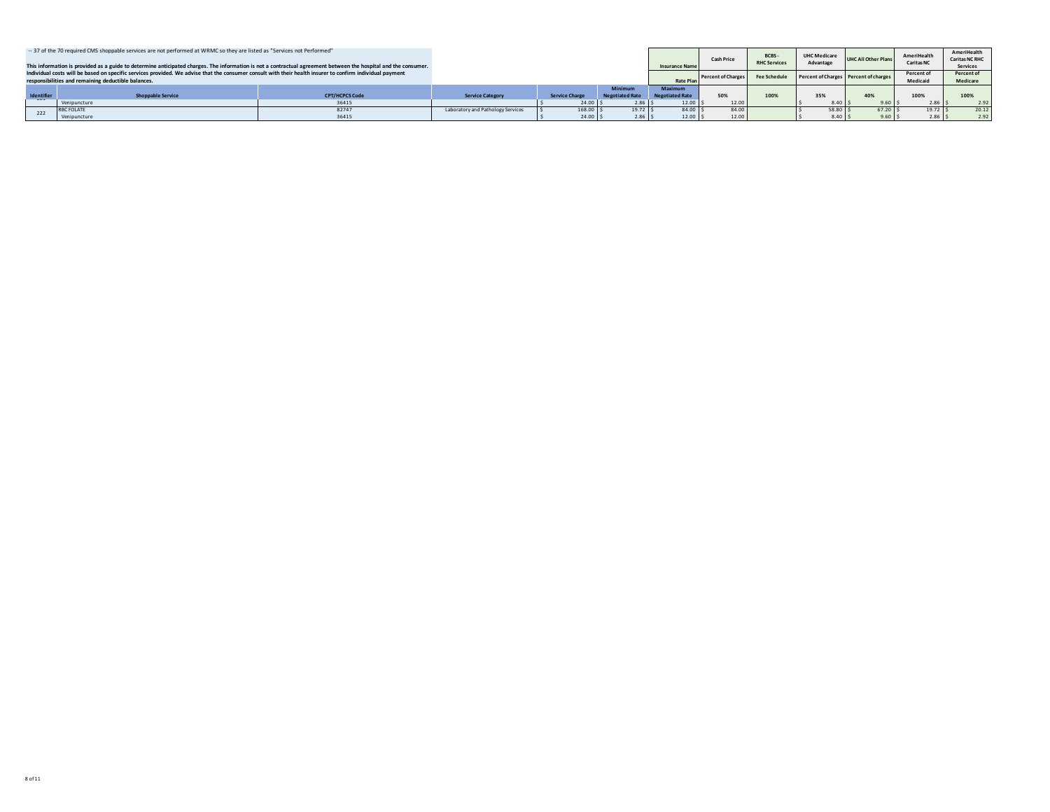-- 37 of the 70 required CMS shoppable services are not performed at WRMC so they are listed as "Services not Performed"

**This information is provided as a guide to determine anticipated charges. The information is not a contractual agreement between the hospital and the consumer. Individual costs will be based on specific services provided. We advise that the consumer consult with their health insurer to confirm individual payment responsibilities and remaining deductible balances.**

| Identifier | Shoppable Service | CPT/HCPCS Code | Service Category | Service Charge | Minimum Negotiated Rate | Maximum Negotiated Rate | Cash Price | BCBS - RHC Services | UHC Medicare Advantage | UHC All Other Plans | AmeriHealth Caritas NC | AmeriHealth Caritas NC RHC Services |
|---|---|---|---|---|---|---|---|---|---|---|---|---|
| | | | | | | Insurance Name | | | | | | |
| | | | | | | Rate Plan | Percent of Charges | Fee Schedule | Percent of Charges | Percent of charges | Percent of Medicaid | Percent of Medicare |
| | | | | | | | 50% | 100% | 35% | 40% | 100% | 100% |
| | Venipuncture | 36415 | | $ 24.00 | $ 2.86 | $ 12.00 | $ 12.00 | | $ 8.40 | $ 9.60 | $ 2.86 | $ 2.92 |
| 222 | RBC FOLATE | 82747 | Laboratory and Pathology Services | $ 168.00 | $ 19.72 | $ 84.00 | $ 84.00 | | $ 58.80 | $ 67.20 | $ 19.72 | $ 20.12 |
| | Venipuncture | 36415 | | $ 24.00 | $ 2.86 | $ 12.00 | $ 12.00 | | $ 8.40 | $ 9.60 | $ 2.86 | $ 2.92 |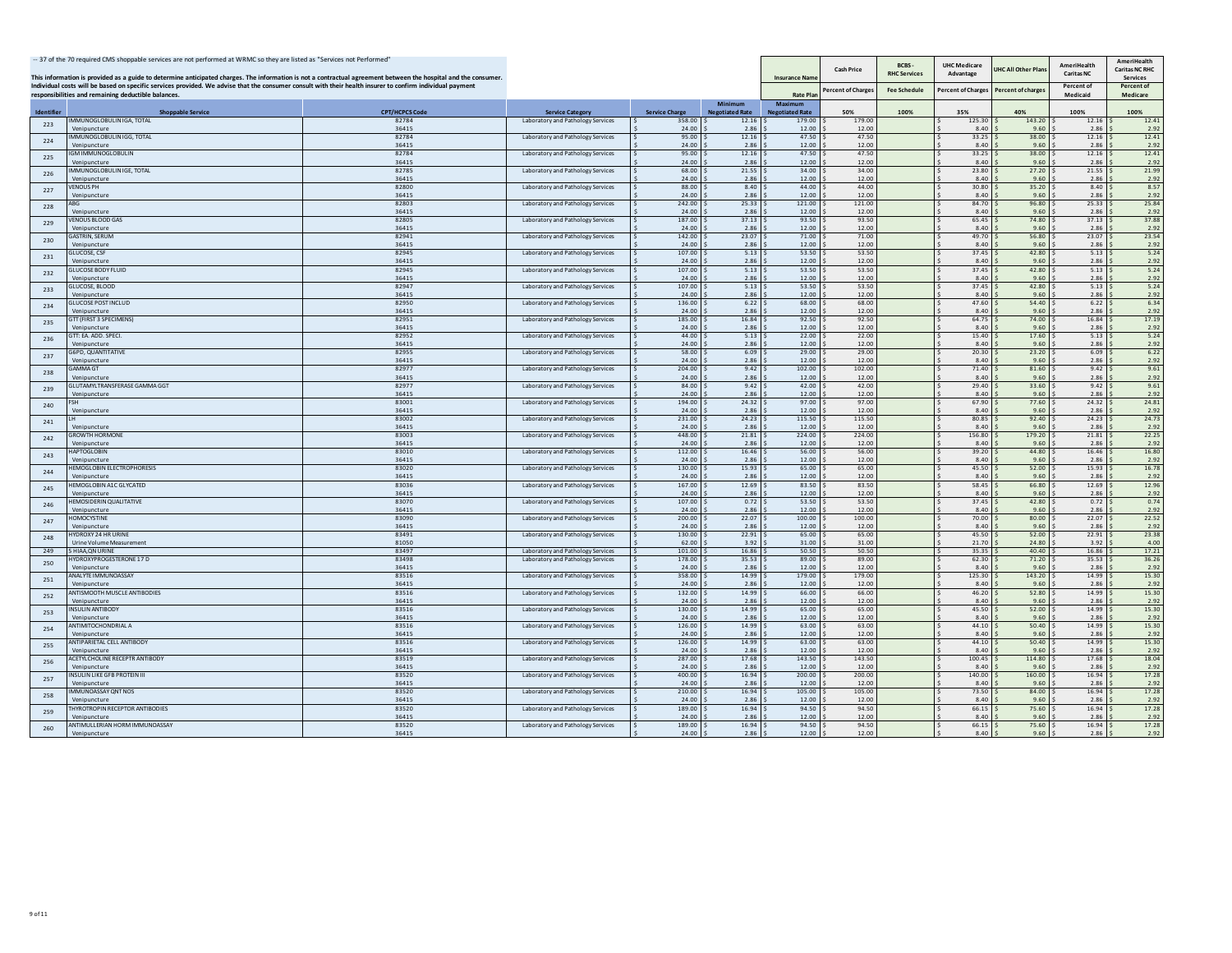-- 37 of the 70 required CMS shoppable services are not performed at WRMC so they are listed as "Services not Performed"

This information is provided as a guide to determine anticipated charges. The information is not a contractual agreement between the hospital and the consumer. Individual costs will be based on specific services provided. We advise that the consumer consult with their health insurer to confirm individual payment responsibilities and remaining deductible balances.

| Identifier | Shoppable Service | CPT/HCPCS Code | Service Category | Service Charge | Minimum Negotiated Rate | Maximum Negotiated Rate | Cash Price | BCBS - RHC Services | UHC Medicare Advantage | UHC All Other Plans | AmeriHealth Caritas NC | AmeriHealth Caritas NC RHC Services |
|---|---|---|---|---|---|---|---|---|---|---|---|---|
| | | | | | | Insurance Name / Rate Plan | Percent of Charges | Fee Schedule | Percent of Charges | Percent of charges | Percent of Medicaid | Percent of Medicare |
| | | | | | | | 50% | 100% | 35% | 40% | 100% | 100% |
| 223 | IMMUNOGLOBULIN IGA, TOTAL | 82784 | Laboratory and Pathology Services | $ 358.00 | $ 12.16 | $ 179.00 | $ 179.00 | | $ 125.30 | $ 143.20 | $ 12.16 | $ 12.41 |
| | Venipuncture | 36415 | | $ 24.00 | $ 2.86 | $ 12.00 | $ 12.00 | | $ 8.40 | $ 9.60 | $ 2.86 | $ 2.92 |
| 224 | IMMUNOGLOBULIN IGG, TOTAL | 82784 | Laboratory and Pathology Services | $ 95.00 | $ 12.16 | $ 47.50 | $ 47.50 | | $ 33.25 | $ 38.00 | $ 12.16 | $ 12.41 |
| | Venipuncture | 36415 | | $ 24.00 | $ 2.86 | $ 12.00 | $ 12.00 | | $ 8.40 | $ 9.60 | $ 2.86 | $ 2.92 |
| 225 | IGM IMMUNOGLOBULIN | 82784 | Laboratory and Pathology Services | $ 95.00 | $ 12.16 | $ 47.50 | $ 47.50 | | $ 33.25 | $ 38.00 | $ 12.16 | $ 12.41 |
| | Venipuncture | 36415 | | $ 24.00 | $ 2.86 | $ 12.00 | $ 12.00 | | $ 8.40 | $ 9.60 | $ 2.86 | $ 2.92 |
| 226 | IMMUNOGLOBULIN IGE, TOTAL | 82785 | Laboratory and Pathology Services | $ 68.00 | $ 21.55 | $ 34.00 | $ 34.00 | | $ 23.80 | $ 27.20 | $ 21.55 | $ 21.99 |
| | Venipuncture | 36415 | | $ 24.00 | $ 2.86 | $ 12.00 | $ 12.00 | | $ 8.40 | $ 9.60 | $ 2.86 | $ 2.92 |
| 227 | VENOUS PH | 82800 | Laboratory and Pathology Services | $ 88.00 | $ 8.40 | $ 44.00 | $ 44.00 | | $ 30.80 | $ 35.20 | $ 8.40 | $ 8.57 |
| | Venipuncture | 36415 | | $ 24.00 | $ 2.86 | $ 12.00 | $ 12.00 | | $ 8.40 | $ 9.60 | $ 2.86 | $ 2.92 |
| 228 | ABG | 82803 | Laboratory and Pathology Services | $ 242.00 | $ 25.33 | $ 121.00 | $ 121.00 | | $ 84.70 | $ 96.80 | $ 25.33 | $ 25.84 |
| | Venipuncture | 36415 | | $ 24.00 | $ 2.86 | $ 12.00 | $ 12.00 | | $ 8.40 | $ 9.60 | $ 2.86 | $ 2.92 |
| 229 | VENOUS BLOOD GAS | 82805 | Laboratory and Pathology Services | $ 187.00 | $ 37.13 | $ 93.50 | $ 93.50 | | $ 65.45 | $ 74.80 | $ 37.13 | $ 37.88 |
| | Venipuncture | 36415 | | $ 24.00 | $ 2.86 | $ 12.00 | $ 12.00 | | $ 8.40 | $ 9.60 | $ 2.86 | $ 2.92 |
| 230 | GASTRIN, SERUM | 82941 | Laboratory and Pathology Services | $ 142.00 | $ 23.07 | $ 71.00 | $ 71.00 | | $ 49.70 | $ 56.80 | $ 23.07 | $ 23.54 |
| | Venipuncture | 36415 | | $ 24.00 | $ 2.86 | $ 12.00 | $ 12.00 | | $ 8.40 | $ 9.60 | $ 2.86 | $ 2.92 |
| 231 | GLUCOSE, CSF | 82945 | Laboratory and Pathology Services | $ 107.00 | $ 5.13 | $ 53.50 | $ 53.50 | | $ 37.45 | $ 42.80 | $ 5.13 | $ 5.24 |
| | Venipuncture | 36415 | | $ 24.00 | $ 2.86 | $ 12.00 | $ 12.00 | | $ 8.40 | $ 9.60 | $ 2.86 | $ 2.92 |
| 232 | GLUCOSE BODY FLUID | 82945 | Laboratory and Pathology Services | $ 107.00 | $ 5.13 | $ 53.50 | $ 53.50 | | $ 37.45 | $ 42.80 | $ 5.13 | $ 5.24 |
| | Venipuncture | 36415 | | $ 24.00 | $ 2.86 | $ 12.00 | $ 12.00 | | $ 8.40 | $ 9.60 | $ 2.86 | $ 2.92 |
| 233 | GLUCOSE, BLOOD | 82947 | Laboratory and Pathology Services | $ 107.00 | $ 5.13 | $ 53.50 | $ 53.50 | | $ 37.45 | $ 42.80 | $ 5.13 | $ 5.24 |
| | Venipuncture | 36415 | | $ 24.00 | $ 2.86 | $ 12.00 | $ 12.00 | | $ 8.40 | $ 9.60 | $ 2.86 | $ 2.92 |
| 234 | GLUCOSE POST INCLUD | 82950 | Laboratory and Pathology Services | $ 136.00 | $ 6.22 | $ 68.00 | $ 68.00 | | $ 47.60 | $ 54.40 | $ 6.22 | $ 6.34 |
| | Venipuncture | 36415 | | $ 24.00 | $ 2.86 | $ 12.00 | $ 12.00 | | $ 8.40 | $ 9.60 | $ 2.86 | $ 2.92 |
| 235 | GTT (FIRST 3 SPECIMENS) | 82951 | Laboratory and Pathology Services | $ 185.00 | $ 16.84 | $ 92.50 | $ 92.50 | | $ 64.75 | $ 74.00 | $ 16.84 | $ 17.19 |
| | Venipuncture | 36415 | | $ 24.00 | $ 2.86 | $ 12.00 | $ 12.00 | | $ 8.40 | $ 9.60 | $ 2.86 | $ 2.92 |
| 236 | GTT: EA. ADD. SPECI. | 82952 | Laboratory and Pathology Services | $ 44.00 | $ 5.13 | $ 22.00 | $ 22.00 | | $ 15.40 | $ 17.60 | $ 5.13 | $ 5.24 |
| | Venipuncture | 36415 | | $ 24.00 | $ 2.86 | $ 12.00 | $ 12.00 | | $ 8.40 | $ 9.60 | $ 2.86 | $ 2.92 |
| 237 | G6PD, QUANTITATIVE | 82955 | Laboratory and Pathology Services | $ 58.00 | $ 6.09 | $ 29.00 | $ 29.00 | | $ 20.30 | $ 23.20 | $ 6.09 | $ 6.22 |
| | Venipuncture | 36415 | | $ 24.00 | $ 2.86 | $ 12.00 | $ 12.00 | | $ 8.40 | $ 9.60 | $ 2.86 | $ 2.92 |
| 238 | GAMMA GT | 82977 | Laboratory and Pathology Services | $ 204.00 | $ 9.42 | $ 102.00 | $ 102.00 | | $ 71.40 | $ 81.60 | $ 9.42 | $ 9.61 |
| | Venipuncture | 36415 | | $ 24.00 | $ 2.86 | $ 12.00 | $ 12.00 | | $ 8.40 | $ 9.60 | $ 2.86 | $ 2.92 |
| 239 | GLUTAMYLTRANSFERASE GAMMA GGT | 82977 | Laboratory and Pathology Services | $ 84.00 | $ 9.42 | $ 42.00 | $ 42.00 | | $ 29.40 | $ 33.60 | $ 9.42 | $ 9.61 |
| | Venipuncture | 36415 | | $ 24.00 | $ 2.86 | $ 12.00 | $ 12.00 | | $ 8.40 | $ 9.60 | $ 2.86 | $ 2.92 |
| 240 | FSH | 83001 | Laboratory and Pathology Services | $ 194.00 | $ 24.32 | $ 97.00 | $ 97.00 | | $ 67.90 | $ 77.60 | $ 24.32 | $ 24.81 |
| | Venipuncture | 36415 | | $ 24.00 | $ 2.86 | $ 12.00 | $ 12.00 | | $ 8.40 | $ 9.60 | $ 2.86 | $ 2.92 |
| 241 | LH | 83002 | Laboratory and Pathology Services | $ 231.00 | $ 24.23 | $ 115.50 | $ 115.50 | | $ 80.85 | $ 92.40 | $ 24.23 | $ 24.73 |
| | Venipuncture | 36415 | | $ 24.00 | $ 2.86 | $ 12.00 | $ 12.00 | | $ 8.40 | $ 9.60 | $ 2.86 | $ 2.92 |
| 242 | GROWTH HORMONE | 83003 | Laboratory and Pathology Services | $ 448.00 | $ 21.81 | $ 224.00 | $ 224.00 | | $ 156.80 | $ 179.20 | $ 21.81 | $ 22.25 |
| | Venipuncture | 36415 | | $ 24.00 | $ 2.86 | $ 12.00 | $ 12.00 | | $ 8.40 | $ 9.60 | $ 2.86 | $ 2.92 |
| 243 | HAPTOGLOBIN | 83010 | Laboratory and Pathology Services | $ 112.00 | $ 16.46 | $ 56.00 | $ 56.00 | | $ 39.20 | $ 44.80 | $ 16.46 | $ 16.80 |
| | Venipuncture | 36415 | | $ 24.00 | $ 2.86 | $ 12.00 | $ 12.00 | | $ 8.40 | $ 9.60 | $ 2.86 | $ 2.92 |
| 244 | HEMOGLOBIN ELECTROPHORESIS | 83020 | Laboratory and Pathology Services | $ 130.00 | $ 15.93 | $ 65.00 | $ 65.00 | | $ 45.50 | $ 52.00 | $ 15.93 | $ 16.78 |
| | Venipuncture | 36415 | | $ 24.00 | $ 2.86 | $ 12.00 | $ 12.00 | | $ 8.40 | $ 9.60 | $ 2.86 | $ 2.92 |
| 245 | HEMOGLOBIN A1C GLYCATED | 83036 | Laboratory and Pathology Services | $ 167.00 | $ 12.69 | $ 83.50 | $ 83.50 | | $ 58.45 | $ 66.80 | $ 12.69 | $ 12.96 |
| | Venipuncture | 36415 | | $ 24.00 | $ 2.86 | $ 12.00 | $ 12.00 | | $ 8.40 | $ 9.60 | $ 2.86 | $ 2.92 |
| 246 | HEMOSIDERIN QUALITATIVE | 83070 | Laboratory and Pathology Services | $ 107.00 | $ 0.72 | $ 53.50 | $ 53.50 | | $ 37.45 | $ 42.80 | $ 0.72 | $ 0.74 |
| | Venipuncture | 36415 | | $ 24.00 | $ 2.86 | $ 12.00 | $ 12.00 | | $ 8.40 | $ 9.60 | $ 2.86 | $ 2.92 |
| 247 | HOMOCYSTINE | 83090 | Laboratory and Pathology Services | $ 200.00 | $ 22.07 | $ 100.00 | $ 100.00 | | $ 70.00 | $ 80.00 | $ 22.07 | $ 22.52 |
| | Venipuncture | 36415 | | $ 24.00 | $ 2.86 | $ 12.00 | $ 12.00 | | $ 8.40 | $ 9.60 | $ 2.86 | $ 2.92 |
| 248 | HYDROXY 24 HR URINE | 83491 | Laboratory and Pathology Services | $ 130.00 | $ 22.91 | $ 65.00 | $ 65.00 | | $ 45.50 | $ 52.00 | $ 22.91 | $ 23.38 |
| | Urine Volume Measurement | 81050 | | $ 62.00 | $ 3.92 | $ 31.00 | $ 31.00 | | $ 21.70 | $ 24.80 | $ 3.92 | $ 4.00 |
| 249 | 5 HIAA,QN URINE | 83497 | Laboratory and Pathology Services | $ 101.00 | $ 16.86 | $ 50.50 | $ 50.50 | | $ 35.35 | $ 40.40 | $ 16.86 | $ 17.21 |
| 250 | HYDROXYPROGESTERONE 17 D | 83498 | Laboratory and Pathology Services | $ 178.00 | $ 35.53 | $ 89.00 | $ 89.00 | | $ 62.30 | $ 71.20 | $ 35.53 | $ 36.26 |
| | Venipuncture | 36415 | | $ 24.00 | $ 2.86 | $ 12.00 | $ 12.00 | | $ 8.40 | $ 9.60 | $ 2.86 | $ 2.92 |
| 251 | ANALYTE IMMUNOASSAY | 83516 | Laboratory and Pathology Services | $ 358.00 | $ 14.99 | $ 179.00 | $ 179.00 | | $ 125.30 | $ 143.20 | $ 14.99 | $ 15.30 |
| | Venipuncture | 36415 | | $ 24.00 | $ 2.86 | $ 12.00 | $ 12.00 | | $ 8.40 | $ 9.60 | $ 2.86 | $ 2.92 |
| 252 | ANTISMOOTH MUSCLE ANTIBODIES | 83516 | Laboratory and Pathology Services | $ 132.00 | $ 14.99 | $ 66.00 | $ 66.00 | | $ 46.20 | $ 52.80 | $ 14.99 | $ 15.30 |
| | Venipuncture | 36415 | | $ 24.00 | $ 2.86 | $ 12.00 | $ 12.00 | | $ 8.40 | $ 9.60 | $ 2.86 | $ 2.92 |
| 253 | INSULIN ANTIBODY | 83516 | Laboratory and Pathology Services | $ 130.00 | $ 14.99 | $ 65.00 | $ 65.00 | | $ 45.50 | $ 52.00 | $ 14.99 | $ 15.30 |
| | Venipuncture | 36415 | | $ 24.00 | $ 2.86 | $ 12.00 | $ 12.00 | | $ 8.40 | $ 9.60 | $ 2.86 | $ 2.92 |
| 254 | ANTIMITOCHONDRIAL A | 83516 | Laboratory and Pathology Services | $ 126.00 | $ 14.99 | $ 63.00 | $ 63.00 | | $ 44.10 | $ 50.40 | $ 14.99 | $ 15.30 |
| | Venipuncture | 36415 | | $ 24.00 | $ 2.86 | $ 12.00 | $ 12.00 | | $ 8.40 | $ 9.60 | $ 2.86 | $ 2.92 |
| 255 | ANTIPARIETAL CELL ANTIBODY | 83516 | Laboratory and Pathology Services | $ 126.00 | $ 14.99 | $ 63.00 | $ 63.00 | | $ 44.10 | $ 50.40 | $ 14.99 | $ 15.30 |
| | Venipuncture | 36415 | | $ 24.00 | $ 2.86 | $ 12.00 | $ 12.00 | | $ 8.40 | $ 9.60 | $ 2.86 | $ 2.92 |
| 256 | ACETYLCHOLINE RECEPTR ANTIBODY | 83519 | Laboratory and Pathology Services | $ 287.00 | $ 17.68 | $ 143.50 | $ 143.50 | | $ 100.45 | $ 114.80 | $ 17.68 | $ 18.04 |
| | Venipuncture | 36415 | | $ 24.00 | $ 2.86 | $ 12.00 | $ 12.00 | | $ 8.40 | $ 9.60 | $ 2.86 | $ 2.92 |
| 257 | INSULIN LIKE GFB PROTEIN III | 83520 | Laboratory and Pathology Services | $ 400.00 | $ 16.94 | $ 200.00 | $ 200.00 | | $ 140.00 | $ 160.00 | $ 16.94 | $ 17.28 |
| | Venipuncture | 36415 | | $ 24.00 | $ 2.86 | $ 12.00 | $ 12.00 | | $ 8.40 | $ 9.60 | $ 2.86 | $ 2.92 |
| 258 | IMMUNOASSAY QNT NOS | 83520 | Laboratory and Pathology Services | $ 210.00 | $ 16.94 | $ 105.00 | $ 105.00 | | $ 73.50 | $ 84.00 | $ 16.94 | $ 17.28 |
| | Venipuncture | 36415 | | $ 24.00 | $ 2.86 | $ 12.00 | $ 12.00 | | $ 8.40 | $ 9.60 | $ 2.86 | $ 2.92 |
| 259 | THYROTROPIN RECEPTOR ANTIBODIES | 83520 | Laboratory and Pathology Services | $ 189.00 | $ 16.94 | $ 94.50 | $ 94.50 | | $ 66.15 | $ 75.60 | $ 16.94 | $ 17.28 |
| | Venipuncture | 36415 | | $ 24.00 | $ 2.86 | $ 12.00 | $ 12.00 | | $ 8.40 | $ 9.60 | $ 2.86 | $ 2.92 |
| 260 | ANTIMULLERIAN HORM IMMUNOASSAY | 83520 | Laboratory and Pathology Services | $ 189.00 | $ 16.94 | $ 94.50 | $ 94.50 | | $ 66.15 | $ 75.60 | $ 16.94 | $ 17.28 |
| | Venipuncture | 36415 | | $ 24.00 | $ 2.86 | $ 12.00 | $ 12.00 | | $ 8.40 | $ 9.60 | $ 2.86 | $ 2.92 |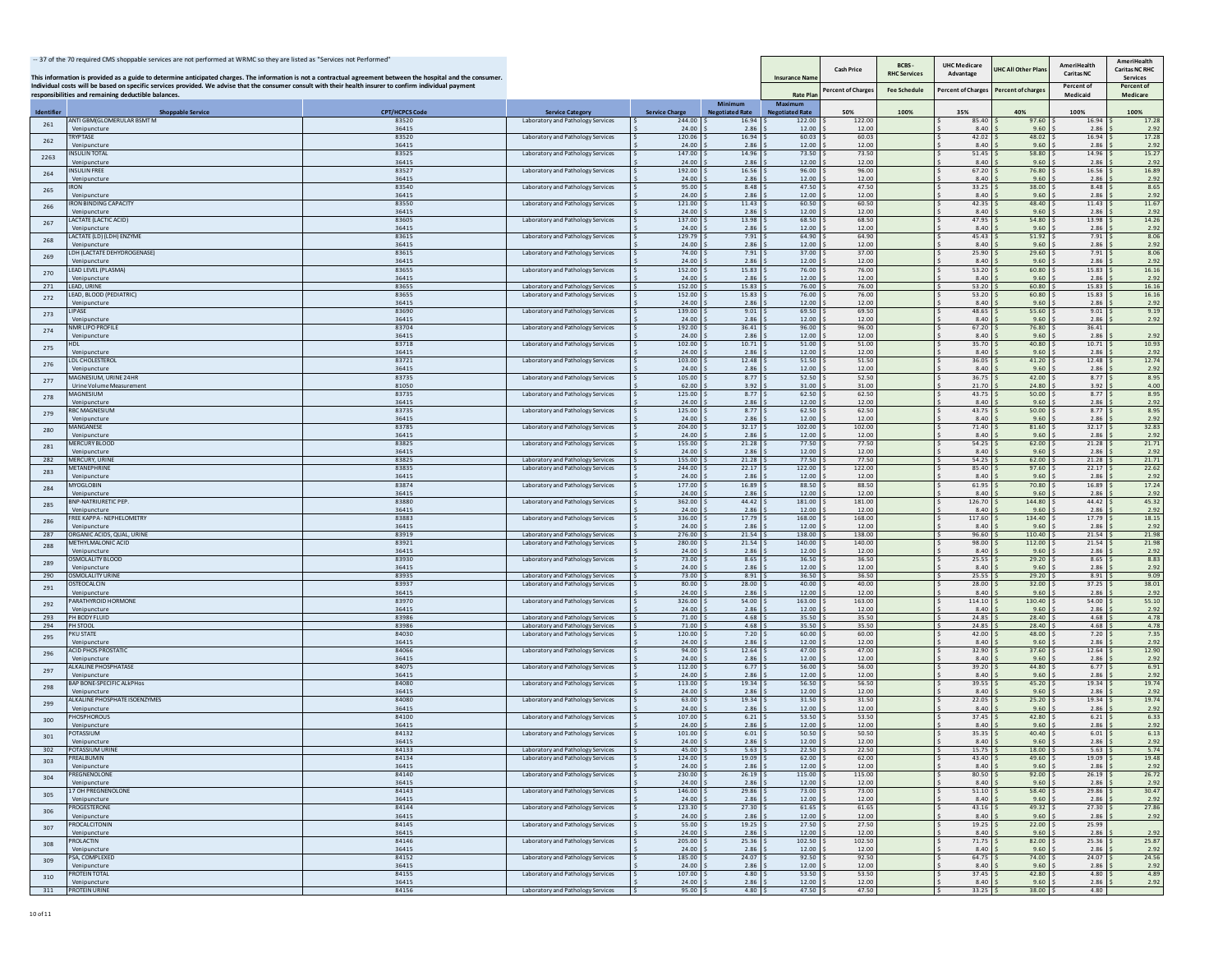-- 37 of the 70 required CMS shoppable services are not performed at WRMC so they are listed as "Services not Performed"

This information is provided as a guide to determine anticipated charges. The information is not a contractual agreement between the hospital and the consumer. Individual costs will be based on specific services provided. We advise that the consumer consult with their health insurer to confirm individual payment responsibilities and remaining deductible balances.

| Identifier | Shoppable Service | CPT/HCPCS Code | Service Category | Service Charge | Minimum Negotiated Rate | Maximum Negotiated Rate | Cash Price | BCBS - RHC Services | UHC Medicare Advantage | UHC All Other Plans | AmeriHealth Caritas NC | AmeriHealth Caritas NC RHC Services |
|---|---|---|---|---|---|---|---|---|---|---|---|---|
| | | | | | | Insurance Name | | | | | | |
| | | | | | | Rate Plan | Percent of Charges | Fee Schedule | Percent of Charges | Percent of charges | Percent of Medicaid | Percent of Medicare |
| | | | | | | | 50% | 100% | 35% | 40% | 100% | 100% |
| 261 | ANTI GBM(GLOMERULAR BSMT M | 83520 | Laboratory and Pathology Services | $ 244.00 | $ 16.94 | $ 122.00 | $ 122.00 | | $ 85.40 | $ 97.60 | $ 16.94 | $ 17.28 |
| | Venipuncture | 36415 | | $ 24.00 | $ 2.86 | $ 12.00 | $ 12.00 | | $ 8.40 | $ 9.60 | $ 2.86 | $ 2.92 |
| 262 | TRYPTASE | 83520 | Laboratory and Pathology Services | $ 120.06 | $ 16.94 | $ 60.03 | $ 60.03 | | $ 42.02 | $ 48.02 | $ 16.94 | $ 17.28 |
| | Venipuncture | 36415 | | $ 24.00 | $ 2.86 | $ 12.00 | $ 12.00 | | $ 8.40 | $ 9.60 | $ 2.86 | $ 2.92 |
| 2263 | INSULIN TOTAL | 83525 | Laboratory and Pathology Services | $ 147.00 | $ 14.96 | $ 73.50 | $ 73.50 | | $ 51.45 | $ 58.80 | $ 14.96 | $ 15.27 |
| | Venipuncture | 36415 | | $ 24.00 | $ 2.86 | $ 12.00 | $ 12.00 | | $ 8.40 | $ 9.60 | $ 2.86 | $ 2.92 |
| 264 | INSULIN FREE | 83527 | Laboratory and Pathology Services | $ 192.00 | $ 16.56 | $ 96.00 | $ 96.00 | | $ 67.20 | $ 76.80 | $ 16.56 | $ 16.89 |
| | Venipuncture | 36415 | | $ 24.00 | $ 2.86 | $ 12.00 | $ 12.00 | | $ 8.40 | $ 9.60 | $ 2.86 | $ 2.92 |
| 265 | IRON | 83540 | Laboratory and Pathology Services | $ 95.00 | $ 8.48 | $ 47.50 | $ 47.50 | | $ 33.25 | $ 38.00 | $ 8.48 | $ 8.65 |
| | Venipuncture | 36415 | | $ 24.00 | $ 2.86 | $ 12.00 | $ 12.00 | | $ 8.40 | $ 9.60 | $ 2.86 | $ 2.92 |
| 266 | IRON BINDING CAPACITY | 83550 | Laboratory and Pathology Services | $ 121.00 | $ 11.43 | $ 60.50 | $ 60.50 | | $ 42.35 | $ 48.40 | $ 11.43 | $ 11.67 |
| | Venipuncture | 36415 | | $ 24.00 | $ 2.86 | $ 12.00 | $ 12.00 | | $ 8.40 | $ 9.60 | $ 2.86 | $ 2.92 |
| 267 | LACTATE (LACTIC ACID) | 83605 | Laboratory and Pathology Services | $ 137.00 | $ 13.98 | $ 68.50 | $ 68.50 | | $ 47.95 | $ 54.80 | $ 13.98 | $ 14.26 |
| | Venipuncture | 36415 | | $ 24.00 | $ 2.86 | $ 12.00 | $ 12.00 | | $ 8.40 | $ 9.60 | $ 2.86 | $ 2.92 |
| 268 | LACTATE (LD) (LDH) ENZYME | 83615 | Laboratory and Pathology Services | $ 129.79 | $ 7.91 | $ 64.90 | $ 64.90 | | $ 45.43 | $ 51.92 | $ 7.91 | $ 8.06 |
| | Venipuncture | 36415 | | $ 24.00 | $ 2.86 | $ 12.00 | $ 12.00 | | $ 8.40 | $ 9.60 | $ 2.86 | $ 2.92 |
| 269 | LDH (LACTATE DEHYDROGENASE) | 83615 | Laboratory and Pathology Services | $ 74.00 | $ 7.91 | $ 37.00 | $ 37.00 | | $ 25.90 | $ 29.60 | $ 7.91 | $ 8.06 |
| | Venipuncture | 36415 | | $ 24.00 | $ 2.86 | $ 12.00 | $ 12.00 | | $ 8.40 | $ 9.60 | $ 2.86 | $ 2.92 |
| 270 | LEAD LEVEL (PLASMA) | 83655 | Laboratory and Pathology Services | $ 152.00 | $ 15.83 | $ 76.00 | $ 76.00 | | $ 53.20 | $ 60.80 | $ 15.83 | $ 16.16 |
| | Venipuncture | 36415 | | $ 24.00 | $ 2.86 | $ 12.00 | $ 12.00 | | $ 8.40 | $ 9.60 | $ 2.86 | $ 2.92 |
| 271 | LEAD, URINE | 83655 | Laboratory and Pathology Services | $ 152.00 | $ 15.83 | $ 76.00 | $ 76.00 | | $ 53.20 | $ 60.80 | $ 15.83 | $ 16.16 |
| 272 | LEAD, BLOOD (PEDIATRIC) | 83655 | Laboratory and Pathology Services | $ 152.00 | $ 15.83 | $ 76.00 | $ 76.00 | | $ 53.20 | $ 60.80 | $ 15.83 | $ 16.16 |
| | Venipuncture | 36415 | | $ 24.00 | $ 2.86 | $ 12.00 | $ 12.00 | | $ 8.40 | $ 9.60 | $ 2.86 | $ 2.92 |
| 273 | LIPASE | 83690 | Laboratory and Pathology Services | $ 139.00 | $ 9.01 | $ 69.50 | $ 69.50 | | $ 48.65 | $ 55.60 | $ 9.01 | $ 9.19 |
| | Venipuncture | 36415 | | $ 24.00 | $ 2.86 | $ 12.00 | $ 12.00 | | $ 8.40 | $ 9.60 | $ 2.86 | $ 2.92 |
| 274 | NMR LIPO PROFILE | 83704 | Laboratory and Pathology Services | $ 192.00 | $ 36.41 | $ 96.00 | $ 96.00 | | $ 67.20 | $ 76.80 | $ 36.41 | |
| | Venipuncture | 36415 | | $ 24.00 | $ 2.86 | $ 12.00 | $ 12.00 | | $ 8.40 | $ 9.60 | $ 2.86 | $ 2.92 |
| 275 | HDL | 83718 | Laboratory and Pathology Services | $ 102.00 | $ 10.71 | $ 51.00 | $ 51.00 | | $ 35.70 | $ 40.80 | $ 10.71 | $ 10.93 |
| | Venipuncture | 36415 | | $ 24.00 | $ 2.86 | $ 12.00 | $ 12.00 | | $ 8.40 | $ 9.60 | $ 2.86 | $ 2.92 |
| 276 | LDL CHOLESTEROL | 83721 | Laboratory and Pathology Services | $ 103.00 | $ 12.48 | $ 51.50 | $ 51.50 | | $ 36.05 | $ 41.20 | $ 12.48 | $ 12.74 |
| | Venipuncture | 36415 | | $ 24.00 | $ 2.86 | $ 12.00 | $ 12.00 | | $ 8.40 | $ 9.60 | $ 2.86 | $ 2.92 |
| 277 | MAGNESIUM, URINE 24HR | 83735 | Laboratory and Pathology Services | $ 105.00 | $ 8.77 | $ 52.50 | $ 52.50 | | $ 36.75 | $ 42.00 | $ 8.77 | $ 8.95 |
| | Urine Volume Measurement | 81050 | | $ 62.00 | $ 3.92 | $ 31.00 | $ 31.00 | | $ 21.70 | $ 24.80 | $ 3.92 | $ 4.00 |
| 278 | MAGNESIUM | 83735 | Laboratory and Pathology Services | $ 125.00 | $ 8.77 | $ 62.50 | $ 62.50 | | $ 43.75 | $ 50.00 | $ 8.77 | $ 8.95 |
| | Venipuncture | 36415 | | $ 24.00 | $ 2.86 | $ 12.00 | $ 12.00 | | $ 8.40 | $ 9.60 | $ 2.86 | $ 2.92 |
| 279 | RBC MAGNESIUM | 83735 | Laboratory and Pathology Services | $ 125.00 | $ 8.77 | $ 62.50 | $ 62.50 | | $ 43.75 | $ 50.00 | $ 8.77 | $ 8.95 |
| | Venipuncture | 36415 | | $ 24.00 | $ 2.86 | $ 12.00 | $ 12.00 | | $ 8.40 | $ 9.60 | $ 2.86 | $ 2.92 |
| 280 | MANGANESE | 83785 | Laboratory and Pathology Services | $ 204.00 | $ 32.17 | $ 102.00 | $ 102.00 | | $ 71.40 | $ 81.60 | $ 32.17 | $ 32.83 |
| | Venipuncture | 36415 | | $ 24.00 | $ 2.86 | $ 12.00 | $ 12.00 | | $ 8.40 | $ 9.60 | $ 2.86 | $ 2.92 |
| 281 | MERCURY BLOOD | 83825 | Laboratory and Pathology Services | $ 155.00 | $ 21.28 | $ 77.50 | $ 77.50 | | $ 54.25 | $ 62.00 | $ 21.28 | $ 21.71 |
| | Venipuncture | 36415 | | $ 24.00 | $ 2.86 | $ 12.00 | $ 12.00 | | $ 8.40 | $ 9.60 | $ 2.86 | $ 2.92 |
| 282 | MERCURY, URINE | 83825 | Laboratory and Pathology Services | $ 155.00 | $ 21.28 | $ 77.50 | $ 77.50 | | $ 54.25 | $ 62.00 | $ 21.28 | $ 21.71 |
| 283 | METANEPHRINE | 83835 | Laboratory and Pathology Services | $ 244.00 | $ 22.17 | $ 122.00 | $ 122.00 | | $ 85.40 | $ 97.60 | $ 22.17 | $ 22.62 |
| | Venipuncture | 36415 | | $ 24.00 | $ 2.86 | $ 12.00 | $ 12.00 | | $ 8.40 | $ 9.60 | $ 2.86 | $ 2.92 |
| 284 | MYOGLOBIN | 83874 | Laboratory and Pathology Services | $ 177.00 | $ 16.89 | $ 88.50 | $ 88.50 | | $ 61.95 | $ 70.80 | $ 16.89 | $ 17.24 |
| | Venipuncture | 36415 | | $ 24.00 | $ 2.86 | $ 12.00 | $ 12.00 | | $ 8.40 | $ 9.60 | $ 2.86 | $ 2.92 |
| 285 | BNP-NATRIURETIC PEP. | 83880 | Laboratory and Pathology Services | $ 362.00 | $ 44.42 | $ 181.00 | $ 181.00 | | $ 126.70 | $ 144.80 | $ 44.42 | $ 45.32 |
| | Venipuncture | 36415 | | $ 24.00 | $ 2.86 | $ 12.00 | $ 12.00 | | $ 8.40 | $ 9.60 | $ 2.86 | $ 2.92 |
| 286 | FREE KAPPA - NEPHELOMETRY | 83883 | Laboratory and Pathology Services | $ 336.00 | $ 17.79 | $ 168.00 | $ 168.00 | | $ 117.60 | $ 134.40 | $ 17.79 | $ 18.15 |
| | Venipuncture | 36415 | | $ 24.00 | $ 2.86 | $ 12.00 | $ 12.00 | | $ 8.40 | $ 9.60 | $ 2.86 | $ 2.92 |
| 287 | ORGANIC ACIDS, QUAL, URINE | 83919 | Laboratory and Pathology Services | $ 276.00 | $ 21.54 | $ 138.00 | $ 138.00 | | $ 96.60 | $ 110.40 | $ 21.54 | $ 21.98 |
| 288 | METHYLMALONIC ACID | 83921 | Laboratory and Pathology Services | $ 280.00 | $ 21.54 | $ 140.00 | $ 140.00 | | $ 98.00 | $ 112.00 | $ 21.54 | $ 21.98 |
| | Venipuncture | 36415 | | $ 24.00 | $ 2.86 | $ 12.00 | $ 12.00 | | $ 8.40 | $ 9.60 | $ 2.86 | $ 2.92 |
| 289 | OSMOLALITY BLOOD | 83930 | Laboratory and Pathology Services | $ 73.00 | $ 8.65 | $ 36.50 | $ 36.50 | | $ 25.55 | $ 29.20 | $ 8.65 | $ 8.83 |
| | Venipuncture | 36415 | | $ 24.00 | $ 2.86 | $ 12.00 | $ 12.00 | | $ 8.40 | $ 9.60 | $ 2.86 | $ 2.92 |
| 290 | OSMOLALITY URINE | 83935 | Laboratory and Pathology Services | $ 73.00 | $ 8.91 | $ 36.50 | $ 36.50 | | $ 25.55 | $ 29.20 | $ 8.91 | $ 9.09 |
| 291 | OSTEOCALCIN | 83937 | Laboratory and Pathology Services | $ 80.00 | $ 28.00 | $ 40.00 | $ 40.00 | | $ 28.00 | $ 32.00 | $ 37.25 | $ 38.01 |
| | Venipuncture | 36415 | | $ 24.00 | $ 2.86 | $ 12.00 | $ 12.00 | | $ 8.40 | $ 9.60 | $ 2.86 | $ 2.92 |
| 292 | PARATHYROID HORMONE | 83970 | Laboratory and Pathology Services | $ 326.00 | $ 54.00 | $ 163.00 | $ 163.00 | | $ 114.10 | $ 130.40 | $ 54.00 | $ 55.10 |
| | Venipuncture | 36415 | | $ 24.00 | $ 2.86 | $ 12.00 | $ 12.00 | | $ 8.40 | $ 9.60 | $ 2.86 | $ 2.92 |
| 293 | PH BODY FLUID | 83986 | Laboratory and Pathology Services | $ 71.00 | $ 4.68 | $ 35.50 | $ 35.50 | | $ 24.85 | $ 28.40 | $ 4.68 | $ 4.78 |
| 294 | PH STOOL | 83986 | Laboratory and Pathology Services | $ 71.00 | $ 4.68 | $ 35.50 | $ 35.50 | | $ 24.85 | $ 28.40 | $ 4.68 | $ 4.78 |
| 295 | PKU STATE | 84030 | Laboratory and Pathology Services | $ 120.00 | $ 7.20 | $ 60.00 | $ 60.00 | | $ 42.00 | $ 48.00 | $ 7.20 | $ 7.35 |
| | Venipuncture | 36415 | | $ 24.00 | $ 2.86 | $ 12.00 | $ 12.00 | | $ 8.40 | $ 9.60 | $ 2.86 | $ 2.92 |
| 296 | ACID PHOS PROSTATIC | 84066 | Laboratory and Pathology Services | $ 94.00 | $ 12.64 | $ 47.00 | $ 47.00 | | $ 32.90 | $ 37.60 | $ 12.64 | $ 12.90 |
| | Venipuncture | 36415 | | $ 24.00 | $ 2.86 | $ 12.00 | $ 12.00 | | $ 8.40 | $ 9.60 | $ 2.86 | $ 2.92 |
| 297 | ALKALINE PHOSPHATASE | 84075 | Laboratory and Pathology Services | $ 112.00 | $ 6.77 | $ 56.00 | $ 56.00 | | $ 39.20 | $ 44.80 | $ 6.77 | $ 6.91 |
| | Venipuncture | 36415 | | $ 24.00 | $ 2.86 | $ 12.00 | $ 12.00 | | $ 8.40 | $ 9.60 | $ 2.86 | $ 2.92 |
| 298 | BAP BONE-SPECIFIC ALkPHos | 84080 | Laboratory and Pathology Services | $ 113.00 | $ 19.34 | $ 56.50 | $ 56.50 | | $ 39.55 | $ 45.20 | $ 19.34 | $ 19.74 |
| | Venipuncture | 36415 | | $ 24.00 | $ 2.86 | $ 12.00 | $ 12.00 | | $ 8.40 | $ 9.60 | $ 2.86 | $ 2.92 |
| 299 | ALKALINE PHOSPHATE ISOENZYMES | 84080 | Laboratory and Pathology Services | $ 63.00 | $ 19.34 | $ 31.50 | $ 31.50 | | $ 22.05 | $ 25.20 | $ 19.34 | $ 19.74 |
| | Venipuncture | 36415 | | $ 24.00 | $ 2.86 | $ 12.00 | $ 12.00 | | $ 8.40 | $ 9.60 | $ 2.86 | $ 2.92 |
| 300 | PHOSPHOROUS | 84100 | Laboratory and Pathology Services | $ 107.00 | $ 6.21 | $ 53.50 | $ 53.50 | | $ 37.45 | $ 42.80 | $ 6.21 | $ 6.33 |
| | Venipuncture | 36415 | | $ 24.00 | $ 2.86 | $ 12.00 | $ 12.00 | | $ 8.40 | $ 9.60 | $ 2.86 | $ 2.92 |
| 301 | POTASSIUM | 84132 | Laboratory and Pathology Services | $ 101.00 | $ 6.01 | $ 50.50 | $ 50.50 | | $ 35.35 | $ 40.40 | $ 6.01 | $ 6.13 |
| | Venipuncture | 36415 | | $ 24.00 | $ 2.86 | $ 12.00 | $ 12.00 | | $ 8.40 | $ 9.60 | $ 2.86 | $ 2.92 |
| 302 | POTASSIUM URINE | 84133 | Laboratory and Pathology Services | $ 45.00 | $ 5.63 | $ 22.50 | $ 22.50 | | $ 15.75 | $ 18.00 | $ 5.63 | $ 5.74 |
| 303 | PREALBUMIN | 84134 | Laboratory and Pathology Services | $ 124.00 | $ 19.09 | $ 62.00 | $ 62.00 | | $ 43.40 | $ 49.60 | $ 19.09 | $ 19.48 |
| | Venipuncture | 36415 | | $ 24.00 | $ 2.86 | $ 12.00 | $ 12.00 | | $ 8.40 | $ 9.60 | $ 2.86 | $ 2.92 |
| 304 | PREGNENOLONE | 84140 | Laboratory and Pathology Services | $ 230.00 | $ 26.19 | $ 115.00 | $ 115.00 | | $ 80.50 | $ 92.00 | $ 26.19 | $ 26.72 |
| | Venipuncture | 36415 | | $ 24.00 | $ 2.86 | $ 12.00 | $ 12.00 | | $ 8.40 | $ 9.60 | $ 2.86 | $ 2.92 |
| 305 | 17 OH PREGNENOLONE | 84143 | Laboratory and Pathology Services | $ 146.00 | $ 29.86 | $ 73.00 | $ 73.00 | | $ 51.10 | $ 58.40 | $ 29.86 | $ 30.47 |
| | Venipuncture | 36415 | | $ 24.00 | $ 2.86 | $ 12.00 | $ 12.00 | | $ 8.40 | $ 9.60 | $ 2.86 | $ 2.92 |
| 306 | PROGESTERONE | 84144 | Laboratory and Pathology Services | $ 123.30 | $ 27.30 | $ 61.65 | $ 61.65 | | $ 43.16 | $ 49.32 | $ 27.30 | $ 27.86 |
| | Venipuncture | 36415 | | $ 24.00 | $ 2.86 | $ 12.00 | $ 12.00 | | $ 8.40 | $ 9.60 | $ 2.86 | $ 2.92 |
| 307 | PROCALCITONIN | 84145 | Laboratory and Pathology Services | $ 55.00 | $ 19.25 | $ 27.50 | $ 27.50 | | $ 19.25 | $ 22.00 | $ 25.99 | |
| | Venipuncture | 36415 | | $ 24.00 | $ 2.86 | $ 12.00 | $ 12.00 | | $ 8.40 | $ 9.60 | $ 2.86 | $ 2.92 |
| 308 | PROLACTIN | 84146 | Laboratory and Pathology Services | $ 205.00 | $ 25.36 | $ 102.50 | $ 102.50 | | $ 71.75 | $ 82.00 | $ 25.36 | $ 25.87 |
| | Venipuncture | 36415 | | $ 24.00 | $ 2.86 | $ 12.00 | $ 12.00 | | $ 8.40 | $ 9.60 | $ 2.86 | $ 2.92 |
| 309 | PSA, COMPLEXED | 84152 | Laboratory and Pathology Services | $ 185.00 | $ 24.07 | $ 92.50 | $ 92.50 | | $ 64.75 | $ 74.00 | $ 24.07 | $ 24.56 |
| | Venipuncture | 36415 | | $ 24.00 | $ 2.86 | $ 12.00 | $ 12.00 | | $ 8.40 | $ 9.60 | $ 2.86 | $ 2.92 |
| 310 | PROTEIN TOTAL | 84155 | Laboratory and Pathology Services | $ 107.00 | $ 4.80 | $ 53.50 | $ 53.50 | | $ 37.45 | $ 42.80 | $ 4.80 | $ 4.89 |
| | Venipuncture | 36415 | | $ 24.00 | $ 2.86 | $ 12.00 | $ 12.00 | | $ 8.40 | $ 9.60 | $ 2.86 | $ 2.92 |
| 311 | PROTEIN URINE | 84156 | Laboratory and Pathology Services | $ 95.00 | $ 4.80 | $ 47.50 | $ 47.50 | | $ 33.25 | $ 38.00 | $ 4.80 | |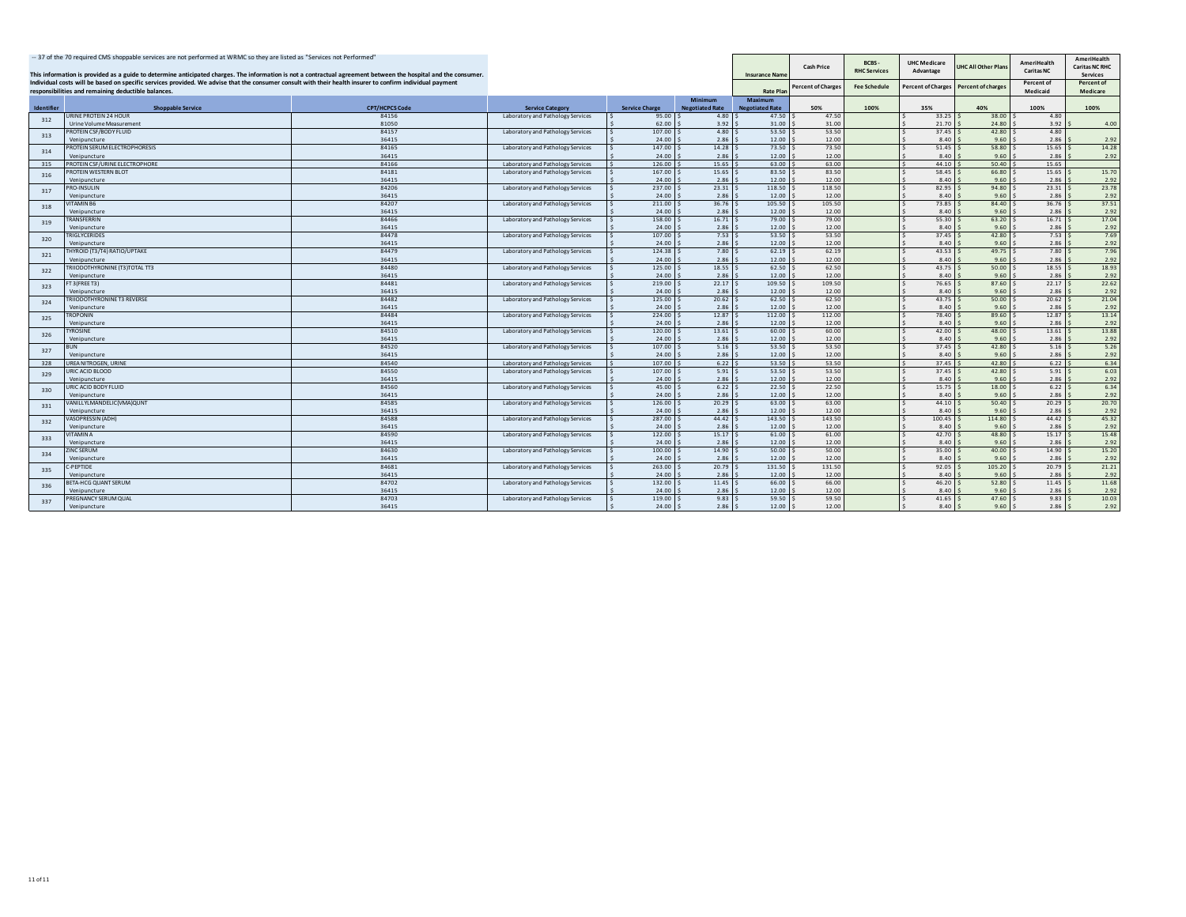-- 37 of the 70 required CMS shoppable services are not performed at WRMC so they are listed as "Services not Performed"

**This information is provided as a guide to determine anticipated charges. The information is not a contractual agreement between the hospital and the consumer. Individual costs will be based on specific services provided. We advise that the consumer consult with their health insurer to confirm individual payment responsibilities and remaining deductible balances.**

| Identifier | Shoppable Service | CPT/HCPCS Code | Service Category | Service Charge | Minimum Negotiated Rate | Maximum Negotiated Rate | Cash Price | BCBS - RHC Services | UHC Medicare Advantage | UHC All Other Plans | AmeriHealth Caritas NC | AmeriHealth Caritas NC RHC Services |
|---|---|---|---|---|---|---|---|---|---|---|---|---|
| | | | | | | Insurance Name / Rate Plan | Percent of Charges | Fee Schedule | Percent of Charges | Percent of charges | Percent of Medicaid | Percent of Medicare |
| | | | | | | | 50% | 100% | 35% | 40% | 100% | 100% |
| 312 | URINE PROTEIN 24 HOUR | 84156 | Laboratory and Pathology Services | $ 95.00 | $ 4.80 | $ 47.50 | $ 47.50 | | $ 33.25 | $ 38.00 | $ 4.80 | |
| | Urine Volume Measurement | 81050 | | $ 62.00 | $ 3.92 | $ 31.00 | $ 31.00 | | $ 21.70 | $ 24.80 | $ 3.92 | $ 4.00 |
| 313 | PROTEIN CSF/BODY FLUID | 84157 | Laboratory and Pathology Services | $ 107.00 | $ 4.80 | $ 53.50 | $ 53.50 | | $ 37.45 | $ 42.80 | $ 4.80 | |
| | Venipuncture | 36415 | | $ 24.00 | $ 2.86 | $ 12.00 | $ 12.00 | | $ 8.40 | $ 9.60 | $ 2.86 | $ 2.92 |
| 314 | PROTEIN SERUM ELECTROPHORESIS | 84165 | Laboratory and Pathology Services | $ 147.00 | $ 14.28 | $ 73.50 | $ 73.50 | | $ 51.45 | $ 58.80 | $ 15.65 | $ 14.28 |
| | Venipuncture | 36415 | | $ 24.00 | $ 2.86 | $ 12.00 | $ 12.00 | | $ 8.40 | $ 9.60 | $ 2.86 | $ 2.92 |
| 315 | PROTEIN CSF/URINE ELECTROPHORE | 84166 | Laboratory and Pathology Services | $ 126.00 | $ 15.65 | $ 63.00 | $ 63.00 | | $ 44.10 | $ 50.40 | $ 15.65 | |
| 316 | PROTEIN WESTERN BLOT | 84181 | Laboratory and Pathology Services | $ 167.00 | $ 15.65 | $ 83.50 | $ 83.50 | | $ 58.45 | $ 66.80 | $ 15.65 | $ 15.70 |
| | Venipuncture | 36415 | | $ 24.00 | $ 2.86 | $ 12.00 | $ 12.00 | | $ 8.40 | $ 9.60 | $ 2.86 | $ 2.92 |
| 317 | PRO-INSULIN | 84206 | Laboratory and Pathology Services | $ 237.00 | $ 23.31 | $ 118.50 | $ 118.50 | | $ 82.95 | $ 94.80 | $ 23.31 | $ 23.78 |
| | Venipuncture | 36415 | | $ 24.00 | $ 2.86 | $ 12.00 | $ 12.00 | | $ 8.40 | $ 9.60 | $ 2.86 | $ 2.92 |
| 318 | VITAMIN B6 | 84207 | Laboratory and Pathology Services | $ 211.00 | $ 36.76 | $ 105.50 | $ 105.50 | | $ 73.85 | $ 84.40 | $ 36.76 | $ 37.51 |
| | Venipuncture | 36415 | | $ 24.00 | $ 2.86 | $ 12.00 | $ 12.00 | | $ 8.40 | $ 9.60 | $ 2.86 | $ 2.92 |
| 319 | TRANSFERRIN | 84466 | Laboratory and Pathology Services | $ 158.00 | $ 16.71 | $ 79.00 | $ 79.00 | | $ 55.30 | $ 63.20 | $ 16.71 | $ 17.04 |
| | Venipuncture | 36415 | | $ 24.00 | $ 2.86 | $ 12.00 | $ 12.00 | | $ 8.40 | $ 9.60 | $ 2.86 | $ 2.92 |
| 320 | TRIGLYCERIDES | 84478 | Laboratory and Pathology Services | $ 107.00 | $ 7.53 | $ 53.50 | $ 53.50 | | $ 37.45 | $ 42.80 | $ 7.53 | $ 7.69 |
| | Venipuncture | 36415 | | $ 24.00 | $ 2.86 | $ 12.00 | $ 12.00 | | $ 8.40 | $ 9.60 | $ 2.86 | $ 2.92 |
| 321 | THYROID (T3/T4) RATIO/UPTAKE | 84479 | Laboratory and Pathology Services | $ 124.38 | $ 7.80 | $ 62.19 | $ 62.19 | | $ 43.53 | $ 49.75 | $ 7.80 | $ 7.96 |
| | Venipuncture | 36415 | | $ 24.00 | $ 2.86 | $ 12.00 | $ 12.00 | | $ 8.40 | $ 9.60 | $ 2.86 | $ 2.92 |
| 322 | TRIIODOTHYRONINE (T3)TOTAL TT3 | 84480 | Laboratory and Pathology Services | $ 125.00 | $ 18.55 | $ 62.50 | $ 62.50 | | $ 43.75 | $ 50.00 | $ 18.55 | $ 18.93 |
| | Venipuncture | 36415 | | $ 24.00 | $ 2.86 | $ 12.00 | $ 12.00 | | $ 8.40 | $ 9.60 | $ 2.86 | $ 2.92 |
| 323 | FT 3(FREE T3) | 84481 | Laboratory and Pathology Services | $ 219.00 | $ 22.17 | $ 109.50 | $ 109.50 | | $ 76.65 | $ 87.60 | $ 22.17 | $ 22.62 |
| | Venipuncture | 36415 | | $ 24.00 | $ 2.86 | $ 12.00 | $ 12.00 | | $ 8.40 | $ 9.60 | $ 2.86 | $ 2.92 |
| 324 | TRIIODOTHYRONINE T3 REVERSE | 84482 | Laboratory and Pathology Services | $ 125.00 | $ 20.62 | $ 62.50 | $ 62.50 | | $ 43.75 | $ 50.00 | $ 20.62 | $ 21.04 |
| | Venipuncture | 36415 | | $ 24.00 | $ 2.86 | $ 12.00 | $ 12.00 | | $ 8.40 | $ 9.60 | $ 2.86 | $ 2.92 |
| 325 | TROPONIN | 84484 | Laboratory and Pathology Services | $ 224.00 | $ 12.87 | $ 112.00 | $ 112.00 | | $ 78.40 | $ 89.60 | $ 12.87 | $ 13.14 |
| | Venipuncture | 36415 | | $ 24.00 | $ 2.86 | $ 12.00 | $ 12.00 | | $ 8.40 | $ 9.60 | $ 2.86 | $ 2.92 |
| 326 | TYROSINE | 84510 | Laboratory and Pathology Services | $ 120.00 | $ 13.61 | $ 60.00 | $ 60.00 | | $ 42.00 | $ 48.00 | $ 13.61 | $ 13.88 |
| | Venipuncture | 36415 | | $ 24.00 | $ 2.86 | $ 12.00 | $ 12.00 | | $ 8.40 | $ 9.60 | $ 2.86 | $ 2.92 |
| 327 | BUN | 84520 | Laboratory and Pathology Services | $ 107.00 | $ 5.16 | $ 53.50 | $ 53.50 | | $ 37.45 | $ 42.80 | $ 5.16 | $ 5.26 |
| | Venipuncture | 36415 | | $ 24.00 | $ 2.86 | $ 12.00 | $ 12.00 | | $ 8.40 | $ 9.60 | $ 2.86 | $ 2.92 |
| 328 | UREA NITROGEN, URINE | 84540 | Laboratory and Pathology Services | $ 107.00 | $ 6.22 | $ 53.50 | $ 53.50 | | $ 37.45 | $ 42.80 | $ 6.22 | $ 6.34 |
| 329 | URIC ACID BLOOD | 84550 | Laboratory and Pathology Services | $ 107.00 | $ 5.91 | $ 53.50 | $ 53.50 | | $ 37.45 | $ 42.80 | $ 5.91 | $ 6.03 |
| | Venipuncture | 36415 | | $ 24.00 | $ 2.86 | $ 12.00 | $ 12.00 | | $ 8.40 | $ 9.60 | $ 2.86 | $ 2.92 |
| 330 | URIC ACID BODY FLUID | 84560 | Laboratory and Pathology Services | $ 45.00 | $ 6.22 | $ 22.50 | $ 22.50 | | $ 15.75 | $ 18.00 | $ 6.22 | $ 6.34 |
| | Venipuncture | 36415 | | $ 24.00 | $ 2.86 | $ 12.00 | $ 12.00 | | $ 8.40 | $ 9.60 | $ 2.86 | $ 2.92 |
| 331 | VANILLYLMANDELIC(VMA)QUNT | 84585 | Laboratory and Pathology Services | $ 126.00 | $ 20.29 | $ 63.00 | $ 63.00 | | $ 44.10 | $ 50.40 | $ 20.29 | $ 20.70 |
| | Venipuncture | 36415 | | $ 24.00 | $ 2.86 | $ 12.00 | $ 12.00 | | $ 8.40 | $ 9.60 | $ 2.86 | $ 2.92 |
| 332 | VASOPRESSIN (ADH) | 84588 | Laboratory and Pathology Services | $ 287.00 | $ 44.42 | $ 143.50 | $ 143.50 | | $ 100.45 | $ 114.80 | $ 44.42 | $ 45.32 |
| | Venipuncture | 36415 | | $ 24.00 | $ 2.86 | $ 12.00 | $ 12.00 | | $ 8.40 | $ 9.60 | $ 2.86 | $ 2.92 |
| 333 | VITAMIN A | 84590 | Laboratory and Pathology Services | $ 122.00 | $ 15.17 | $ 61.00 | $ 61.00 | | $ 42.70 | $ 48.80 | $ 15.17 | $ 15.48 |
| | Venipuncture | 36415 | | $ 24.00 | $ 2.86 | $ 12.00 | $ 12.00 | | $ 8.40 | $ 9.60 | $ 2.86 | $ 2.92 |
| 334 | ZINC SERUM | 84630 | Laboratory and Pathology Services | $ 100.00 | $ 14.90 | $ 50.00 | $ 50.00 | | $ 35.00 | $ 40.00 | $ 14.90 | $ 15.20 |
| | Venipuncture | 36415 | | $ 24.00 | $ 2.86 | $ 12.00 | $ 12.00 | | $ 8.40 | $ 9.60 | $ 2.86 | $ 2.92 |
| 335 | C-PEPTIDE | 84681 | Laboratory and Pathology Services | $ 263.00 | $ 20.79 | $ 131.50 | $ 131.50 | | $ 92.05 | $ 105.20 | $ 20.79 | $ 21.21 |
| | Venipuncture | 36415 | | $ 24.00 | $ 2.86 | $ 12.00 | $ 12.00 | | $ 8.40 | $ 9.60 | $ 2.86 | $ 2.92 |
| 336 | BETA-HCG QUANT SERUM | 84702 | Laboratory and Pathology Services | $ 132.00 | $ 11.45 | $ 66.00 | $ 66.00 | | $ 46.20 | $ 52.80 | $ 11.45 | $ 11.68 |
| | Venipuncture | 36415 | | $ 24.00 | $ 2.86 | $ 12.00 | $ 12.00 | | $ 8.40 | $ 9.60 | $ 2.86 | $ 2.92 |
| 337 | PREGNANCY SERUM QUAL | 84703 | Laboratory and Pathology Services | $ 119.00 | $ 9.83 | $ 59.50 | $ 59.50 | | $ 41.65 | $ 47.60 | $ 9.83 | $ 10.03 |
| | Venipuncture | 36415 | | $ 24.00 | $ 2.86 | $ 12.00 | $ 12.00 | | $ 8.40 | $ 9.60 | $ 2.86 | $ 2.92 |